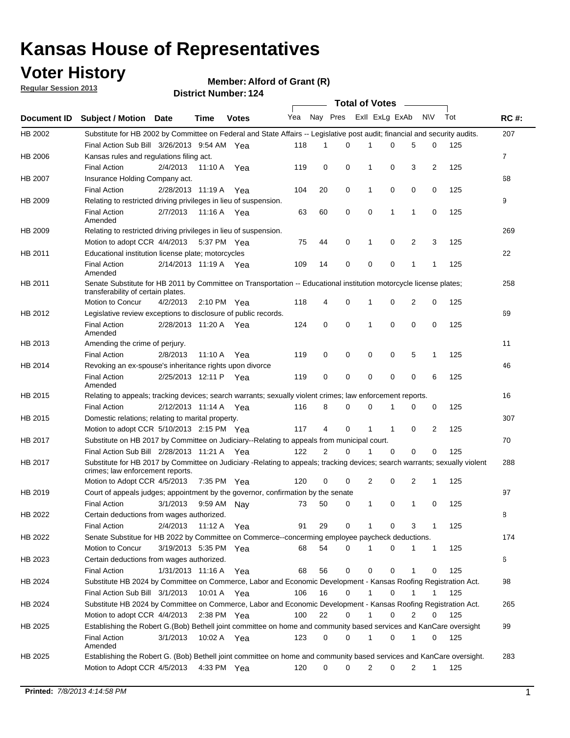# Kansas House of Representatives

## Voter History

**Regular Session 2013**

**Member: Alford of Grant (R)**

**District Number: 124**

| Document ID | Subject / Motion | Date | Time | Votes | Yea | Nay | Pres | ExII | ExLg | ExAb | N\V | Tot | RC #: |
|---|---|---|---|---|---|---|---|---|---|---|---|---|---|
| HB 2002 | Substitute for HB 2002 by Committee on Federal and State Affairs -- Legislative post audit; financial and security audits. | | | | | | | | | | | | 207 |
| | Final Action Sub Bill | 3/26/2013 | 9:54 AM | Yea | 118 | 1 | 0 | 1 | 0 | 5 | 0 | 125 | |
| HB 2006 | Kansas rules and regulations filing act. | | | | | | | | | | | | 7 |
| | Final Action | 2/4/2013 | 11:10 A | Yea | 119 | 0 | 0 | 1 | 0 | 3 | 2 | 125 | |
| HB 2007 | Insurance Holding Company act. | | | | | | | | | | | | 68 |
| | Final Action | 2/28/2013 | 11:19 A | Yea | 104 | 20 | 0 | 1 | 0 | 0 | 0 | 125 | |
| HB 2009 | Relating to restricted driving privileges in lieu of suspension. | | | | | | | | | | | | 9 |
| | Final Action Amended | 2/7/2013 | 11:16 A | Yea | 63 | 60 | 0 | 0 | 1 | 1 | 0 | 125 | |
| HB 2009 | Relating to restricted driving privileges in lieu of suspension. | | | | | | | | | | | | 269 |
| | Motion to adopt CCR | 4/4/2013 | 5:37 PM | Yea | 75 | 44 | 0 | 1 | 0 | 2 | 3 | 125 | |
| HB 2011 | Educational institution license plate; motorcycles | | | | | | | | | | | | 22 |
| | Final Action Amended | 2/14/2013 | 11:19 A | Yea | 109 | 14 | 0 | 0 | 0 | 1 | 1 | 125 | |
| HB 2011 | Senate Substitute for HB 2011 by Committee on Transportation -- Educational institution motorcycle license plates; transferability of certain plates. | | | | | | | | | | | | 258 |
| | Motion to Concur | 4/2/2013 | 2:10 PM | Yea | 118 | 4 | 0 | 1 | 0 | 2 | 0 | 125 | |
| HB 2012 | Legislative review exceptions to disclosure of public records. | | | | | | | | | | | | 69 |
| | Final Action Amended | 2/28/2013 | 11:20 A | Yea | 124 | 0 | 0 | 1 | 0 | 0 | 0 | 125 | |
| HB 2013 | Amending the crime of perjury. | | | | | | | | | | | | 11 |
| | Final Action | 2/8/2013 | 11:10 A | Yea | 119 | 0 | 0 | 0 | 0 | 5 | 1 | 125 | |
| HB 2014 | Revoking an ex-spouse's inheritance rights upon divorce | | | | | | | | | | | | 46 |
| | Final Action Amended | 2/25/2013 | 12:11 P | Yea | 119 | 0 | 0 | 0 | 0 | 0 | 6 | 125 | |
| HB 2015 | Relating to appeals; tracking devices; search warrants; sexually violent crimes; law enforcement reports. | | | | | | | | | | | | 16 |
| | Final Action | 2/12/2013 | 11:14 A | Yea | 116 | 8 | 0 | 0 | 1 | 0 | 0 | 125 | |
| HB 2015 | Domestic relations; relating to marital property. | | | | | | | | | | | | 307 |
| | Motion to adopt CCR | 5/10/2013 | 2:15 PM | Yea | 117 | 4 | 0 | 1 | 1 | 0 | 2 | 125 | |
| HB 2017 | Substitute on HB 2017 by Committee on Judiciary--Relating to appeals from municipal court. | | | | | | | | | | | | 70 |
| | Final Action Sub Bill | 2/28/2013 | 11:21 A | Yea | 122 | 2 | 0 | 1 | 0 | 0 | 0 | 125 | |
| HB 2017 | Substitute for HB 2017 by Committee on Judiciary -Relating to appeals; tracking devices; search warrants; sexually violent crimes; law enforcement reports. | | | | | | | | | | | | 288 |
| | Motion to Adopt CCR | 4/5/2013 | 7:35 PM | Yea | 120 | 0 | 0 | 2 | 0 | 2 | 1 | 125 | |
| HB 2019 | Court of appeals judges; appointment by the governor, confirmation by the senate | | | | | | | | | | | | 97 |
| | Final Action | 3/1/2013 | 9:59 AM | Nay | 73 | 50 | 0 | 1 | 0 | 1 | 0 | 125 | |
| HB 2022 | Certain deductions from wages authorized. | | | | | | | | | | | | 8 |
| | Final Action | 2/4/2013 | 11:12 A | Yea | 91 | 29 | 0 | 1 | 0 | 3 | 1 | 125 | |
| HB 2022 | Senate Substitue for HB 2022 by Committee on Commerce--concerning employee paycheck deductions. | | | | | | | | | | | | 174 |
| | Motion to Concur | 3/19/2013 | 5:35 PM | Yea | 68 | 54 | 0 | 1 | 0 | 1 | 1 | 125 | |
| HB 2023 | Certain deductions from wages authorized. | | | | | | | | | | | | 6 |
| | Final Action | 1/31/2013 | 11:16 A | Yea | 68 | 56 | 0 | 0 | 0 | 1 | 0 | 125 | |
| HB 2024 | Substitute HB 2024 by Committee on Commerce, Labor and Economic Development - Kansas Roofing Registration Act. | | | | | | | | | | | | 98 |
| | Final Action Sub Bill | 3/1/2013 | 10:01 A | Yea | 106 | 16 | 0 | 1 | 0 | 1 | 1 | 125 | |
| HB 2024 | Substitute HB 2024 by Committee on Commerce, Labor and Economic Development - Kansas Roofing Registration Act. | | | | | | | | | | | | 265 |
| | Motion to adopt CCR | 4/4/2013 | 2:38 PM | Yea | 100 | 22 | 0 | 1 | 0 | 2 | 0 | 125 | |
| HB 2025 | Establishing the Robert G.(Bob) Bethell joint committee on home and community based services and KanCare oversight | | | | | | | | | | | | 99 |
| | Final Action Amended | 3/1/2013 | 10:02 A | Yea | 123 | 0 | 0 | 1 | 0 | 1 | 0 | 125 | |
| HB 2025 | Establishing the Robert G. (Bob) Bethell joint committee on home and community based services and KanCare oversight. | | | | | | | | | | | | 283 |
| | Motion to Adopt CCR | 4/5/2013 | 4:33 PM | Yea | 120 | 0 | 0 | 2 | 0 | 2 | 1 | 125 | |

**Printed:** *7/8/2013 4:14:58 PM*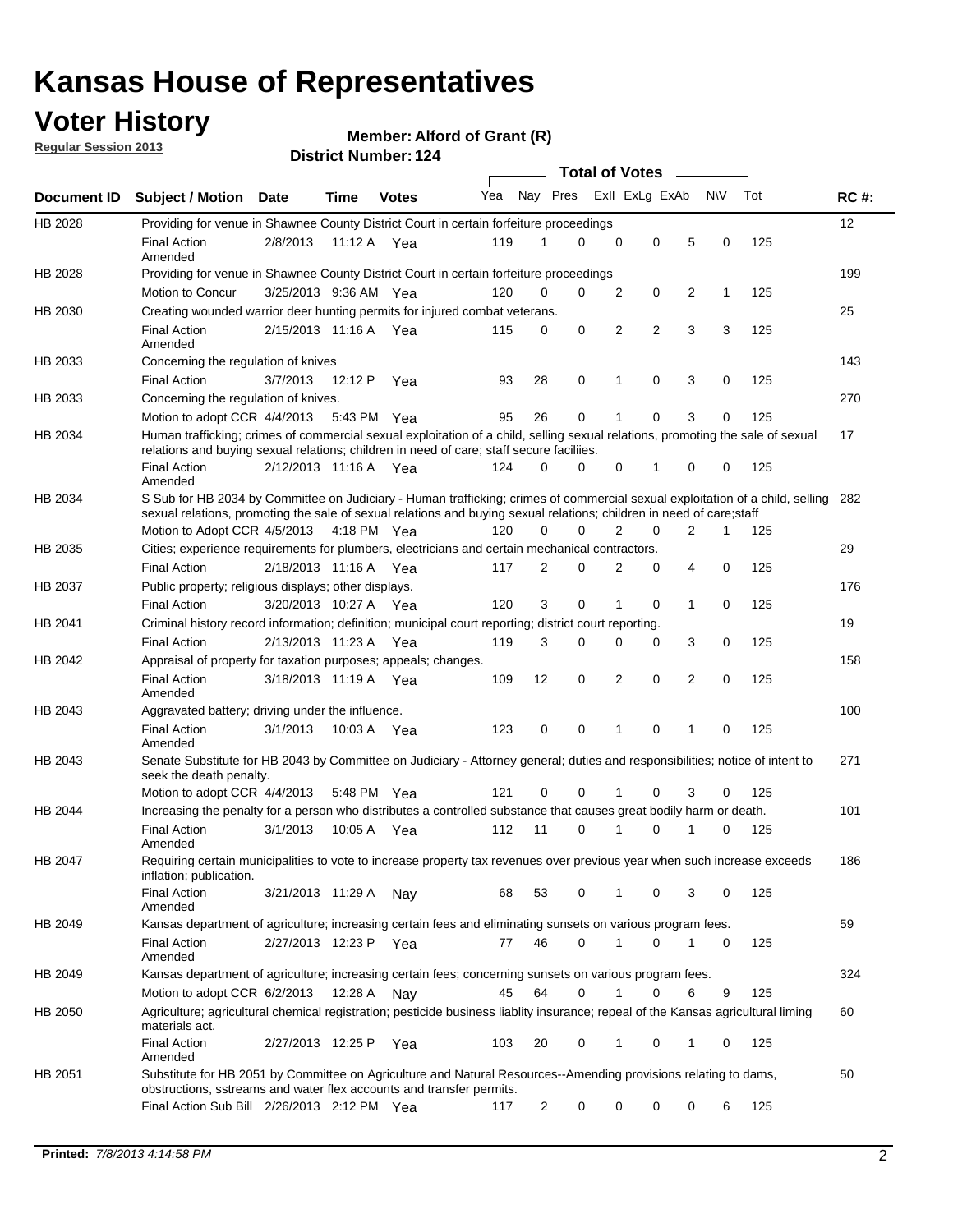# Kansas House of Representatives

## Voter History

**Regular Session 2013**

**Member: Alford of Grant (R)**

**District Number: 124**

| Document ID | Subject / Motion | Date | Time | Votes | Yea | Nay | Pres | ExII | ExLg | ExAb | N\V | Tot | RC #: |
|---|---|---|---|---|---|---|---|---|---|---|---|---|---|
| HB 2028 | Providing for venue in Shawnee County District Court in certain forfeiture proceedings | | | | | | | | | | | | 12 |
| | Final Action Amended | 2/8/2013 | 11:12 A | Yea | 119 | 1 | 0 | 0 | 0 | 5 | 0 | 125 | |
| HB 2028 | Providing for venue in Shawnee County District Court in certain forfeiture proceedings | | | | | | | | | | | | 199 |
| | Motion to Concur | 3/25/2013 | 9:36 AM | Yea | 120 | 0 | 0 | 2 | 0 | 2 | 1 | 125 | |
| HB 2030 | Creating wounded warrior deer hunting permits for injured combat veterans. | | | | | | | | | | | | 25 |
| | Final Action Amended | 2/15/2013 | 11:16 A | Yea | 115 | 0 | 0 | 2 | 2 | 3 | 3 | 125 | |
| HB 2033 | Concerning the regulation of knives | | | | | | | | | | | | 143 |
| | Final Action | 3/7/2013 | 12:12 P | Yea | 93 | 28 | 0 | 1 | 0 | 3 | 0 | 125 | |
| HB 2033 | Concerning the regulation of knives. | | | | | | | | | | | | 270 |
| | Motion to adopt CCR | 4/4/2013 | 5:43 PM | Yea | 95 | 26 | 0 | 1 | 0 | 3 | 0 | 125 | |
| HB 2034 | Human trafficking; crimes of commercial sexual exploitation of a child, selling sexual relations, promoting the sale of sexual relations and buying sexual relations; children in need of care; staff secure faciliies. | | | | | | | | | | | | 17 |
| | Final Action Amended | 2/12/2013 | 11:16 A | Yea | 124 | 0 | 0 | 0 | 1 | 0 | 0 | 125 | |
| HB 2034 | S Sub for HB 2034 by Committee on Judiciary - Human trafficking; crimes of commercial sexual exploitation of a child, selling sexual relations, promoting the sale of sexual relations and buying sexual relations; children in need of care;staff | | | | | | | | | | | | 282 |
| | Motion to Adopt CCR | 4/5/2013 | 4:18 PM | Yea | 120 | 0 | 0 | 2 | 0 | 2 | 1 | 125 | |
| HB 2035 | Cities; experience requirements for plumbers, electricians and certain mechanical contractors. | | | | | | | | | | | | 29 |
| | Final Action | 2/18/2013 | 11:16 A | Yea | 117 | 2 | 0 | 2 | 0 | 4 | 0 | 125 | |
| HB 2037 | Public property; religious displays; other displays. | | | | | | | | | | | | 176 |
| | Final Action | 3/20/2013 | 10:27 A | Yea | 120 | 3 | 0 | 1 | 0 | 1 | 0 | 125 | |
| HB 2041 | Criminal history record information; definition; municipal court reporting; district court reporting. | | | | | | | | | | | | 19 |
| | Final Action | 2/13/2013 | 11:23 A | Yea | 119 | 3 | 0 | 0 | 0 | 3 | 0 | 125 | |
| HB 2042 | Appraisal of property for taxation purposes; appeals; changes. | | | | | | | | | | | | 158 |
| | Final Action Amended | 3/18/2013 | 11:19 A | Yea | 109 | 12 | 0 | 2 | 0 | 2 | 0 | 125 | |
| HB 2043 | Aggravated battery; driving under the influence. | | | | | | | | | | | | 100 |
| | Final Action Amended | 3/1/2013 | 10:03 A | Yea | 123 | 0 | 0 | 1 | 0 | 1 | 0 | 125 | |
| HB 2043 | Senate Substitute for HB 2043 by Committee on Judiciary - Attorney general; duties and responsibilities; notice of intent to seek the death penalty. | | | | | | | | | | | | 271 |
| | Motion to adopt CCR | 4/4/2013 | 5:48 PM | Yea | 121 | 0 | 0 | 1 | 0 | 3 | 0 | 125 | |
| HB 2044 | Increasing the penalty for a person who distributes a controlled substance that causes great bodily harm or death. | | | | | | | | | | | | 101 |
| | Final Action Amended | 3/1/2013 | 10:05 A | Yea | 112 | 11 | 0 | 1 | 0 | 1 | 0 | 125 | |
| HB 2047 | Requiring certain municipalities to vote to increase property tax revenues over previous year when such increase exceeds inflation; publication. | | | | | | | | | | | | 186 |
| | Final Action Amended | 3/21/2013 | 11:29 A | Nay | 68 | 53 | 0 | 1 | 0 | 3 | 0 | 125 | |
| HB 2049 | Kansas department of agriculture; increasing certain fees and eliminating sunsets on various program fees. | | | | | | | | | | | | 59 |
| | Final Action Amended | 2/27/2013 | 12:23 P | Yea | 77 | 46 | 0 | 1 | 0 | 1 | 0 | 125 | |
| HB 2049 | Kansas department of agriculture; increasing certain fees; concerning sunsets on various program fees. | | | | | | | | | | | | 324 |
| | Motion to adopt CCR | 6/2/2013 | 12:28 A | Nay | 45 | 64 | 0 | 1 | 0 | 6 | 9 | 125 | |
| HB 2050 | Agriculture; agricultural chemical registration; pesticide business liablity insurance; repeal of the Kansas agricultural liming materials act. | | | | | | | | | | | | 60 |
| | Final Action Amended | 2/27/2013 | 12:25 P | Yea | 103 | 20 | 0 | 1 | 0 | 1 | 0 | 125 | |
| HB 2051 | Substitute for HB 2051 by Committee on Agriculture and Natural Resources--Amending provisions relating to dams, obstructions, sstreams and water flex accounts and transfer permits. | | | | | | | | | | | | 50 |
| | Final Action Sub Bill | 2/26/2013 | 2:12 PM | Yea | 117 | 2 | 0 | 0 | 0 | 0 | 6 | 125 | |

**Printed:** *7/8/2013 4:14:58 PM*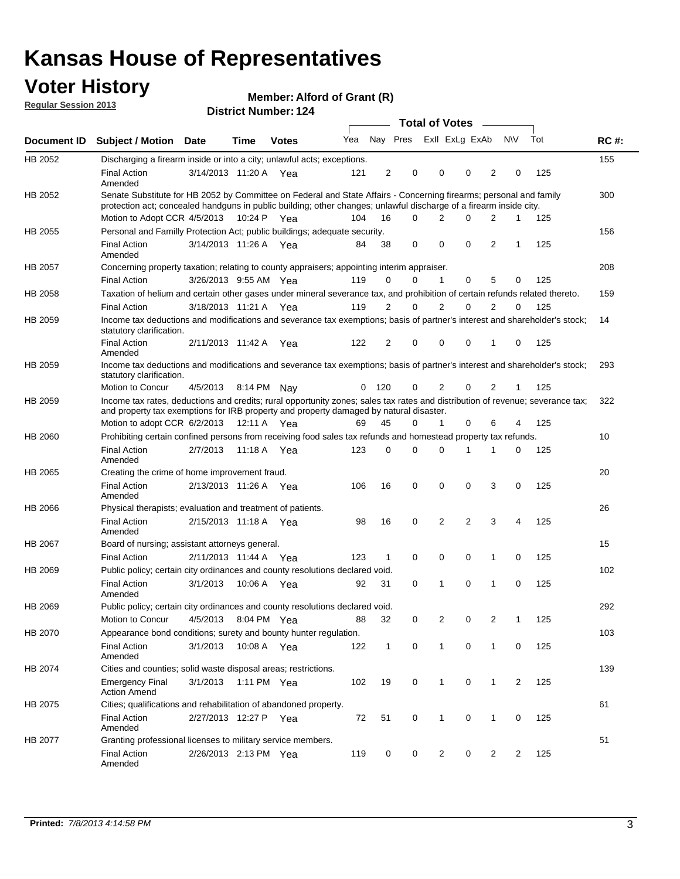# Kansas House of Representatives

## Voter History

**Regular Session 2013**

**Member: Alford of Grant (R)**

**District Number: 124**

| Document ID | Subject / Motion | Date | Time | Votes | Yea | Nay | Pres | ExII | ExLg | ExAb | N\V | Tot | RC #: |
|---|---|---|---|---|---|---|---|---|---|---|---|---|---|
| HB 2052 | Discharging a firearm inside or into a city; unlawful acts; exceptions. | | | | | | | | | | | | 155 |
| | Final Action Amended | 3/14/2013 | 11:20 A | Yea | 121 | 2 | 0 | 0 | 0 | 2 | 0 | 125 | |
| HB 2052 | Senate Substitute for HB 2052 by Committee on Federal and State Affairs - Concerning firearms; personal and family protection act; concealed handguns in public building; other changes; unlawful discharge of a firearm inside city. | | | | | | | | | | | | 300 |
| | Motion to Adopt CCR | 4/5/2013 | 10:24 P | Yea | 104 | 16 | 0 | 2 | 0 | 2 | 1 | 125 | |
| HB 2055 | Personal and Familly Protection Act; public buildings; adequate security. | | | | | | | | | | | | 156 |
| | Final Action Amended | 3/14/2013 | 11:26 A | Yea | 84 | 38 | 0 | 0 | 0 | 2 | 1 | 125 | |
| HB 2057 | Concerning property taxation; relating to county appraisers; appointing interim appraiser. | | | | | | | | | | | | 208 |
| | Final Action | 3/26/2013 | 9:55 AM | Yea | 119 | 0 | 0 | 1 | 0 | 5 | 0 | 125 | |
| HB 2058 | Taxation of helium and certain other gases under mineral severance tax, and prohibition of certain refunds related thereto. | | | | | | | | | | | | 159 |
| | Final Action | 3/18/2013 | 11:21 A | Yea | 119 | 2 | 0 | 2 | 0 | 2 | 0 | 125 | |
| HB 2059 | Income tax deductions and modifications and severance tax exemptions; basis of partner's interest and shareholder's stock; statutory clarification. | | | | | | | | | | | | 14 |
| | Final Action Amended | 2/11/2013 | 11:42 A | Yea | 122 | 2 | 0 | 0 | 0 | 1 | 0 | 125 | |
| HB 2059 | Income tax deductions and modifications and severance tax exemptions; basis of partner's interest and shareholder's stock; statutory clarification. | | | | | | | | | | | | 293 |
| | Motion to Concur | 4/5/2013 | 8:14 PM | Nay | 0 | 120 | 0 | 2 | 0 | 2 | 1 | 125 | |
| HB 2059 | Income tax rates, deductions and credits; rural opportunity zones; sales tax rates and distribution of revenue; severance tax; and property tax exemptions for IRB property and property damaged by natural disaster. | | | | | | | | | | | | 322 |
| | Motion to adopt CCR | 6/2/2013 | 12:11 A | Yea | 69 | 45 | 0 | 1 | 0 | 6 | 4 | 125 | |
| HB 2060 | Prohibiting certain confined persons from receiving food sales tax refunds and homestead property tax refunds. | | | | | | | | | | | | 10 |
| | Final Action Amended | 2/7/2013 | 11:18 A | Yea | 123 | 0 | 0 | 0 | 1 | 1 | 0 | 125 | |
| HB 2065 | Creating the crime of home improvement fraud. | | | | | | | | | | | | 20 |
| | Final Action Amended | 2/13/2013 | 11:26 A | Yea | 106 | 16 | 0 | 0 | 0 | 3 | 0 | 125 | |
| HB 2066 | Physical therapists; evaluation and treatment of patients. | | | | | | | | | | | | 26 |
| | Final Action Amended | 2/15/2013 | 11:18 A | Yea | 98 | 16 | 0 | 2 | 2 | 3 | 4 | 125 | |
| HB 2067 | Board of nursing; assistant attorneys general. | | | | | | | | | | | | 15 |
| | Final Action | 2/11/2013 | 11:44 A | Yea | 123 | 1 | 0 | 0 | 0 | 1 | 0 | 125 | |
| HB 2069 | Public policy; certain city ordinances and county resolutions declared void. | | | | | | | | | | | | 102 |
| | Final Action Amended | 3/1/2013 | 10:06 A | Yea | 92 | 31 | 0 | 1 | 0 | 1 | 0 | 125 | |
| HB 2069 | Public policy; certain city ordinances and county resolutions declared void. | | | | | | | | | | | | 292 |
| | Motion to Concur | 4/5/2013 | 8:04 PM | Yea | 88 | 32 | 0 | 2 | 0 | 2 | 1 | 125 | |
| HB 2070 | Appearance bond conditions; surety and bounty hunter regulation. | | | | | | | | | | | | 103 |
| | Final Action Amended | 3/1/2013 | 10:08 A | Yea | 122 | 1 | 0 | 1 | 0 | 1 | 0 | 125 | |
| HB 2074 | Cities and counties; solid waste disposal areas; restrictions. | | | | | | | | | | | | 139 |
| | Emergency Final Action Amend | 3/1/2013 | 1:11 PM | Yea | 102 | 19 | 0 | 1 | 0 | 1 | 2 | 125 | |
| HB 2075 | Cities; qualifications and rehabilitation of abandoned property. | | | | | | | | | | | | 61 |
| | Final Action Amended | 2/27/2013 | 12:27 P | Yea | 72 | 51 | 0 | 1 | 0 | 1 | 0 | 125 | |
| HB 2077 | Granting professional licenses to military service members. | | | | | | | | | | | | 51 |
| | Final Action Amended | 2/26/2013 | 2:13 PM | Yea | 119 | 0 | 0 | 2 | 0 | 2 | 2 | 125 | |

**Printed:** *7/8/2013 4:14:58 PM*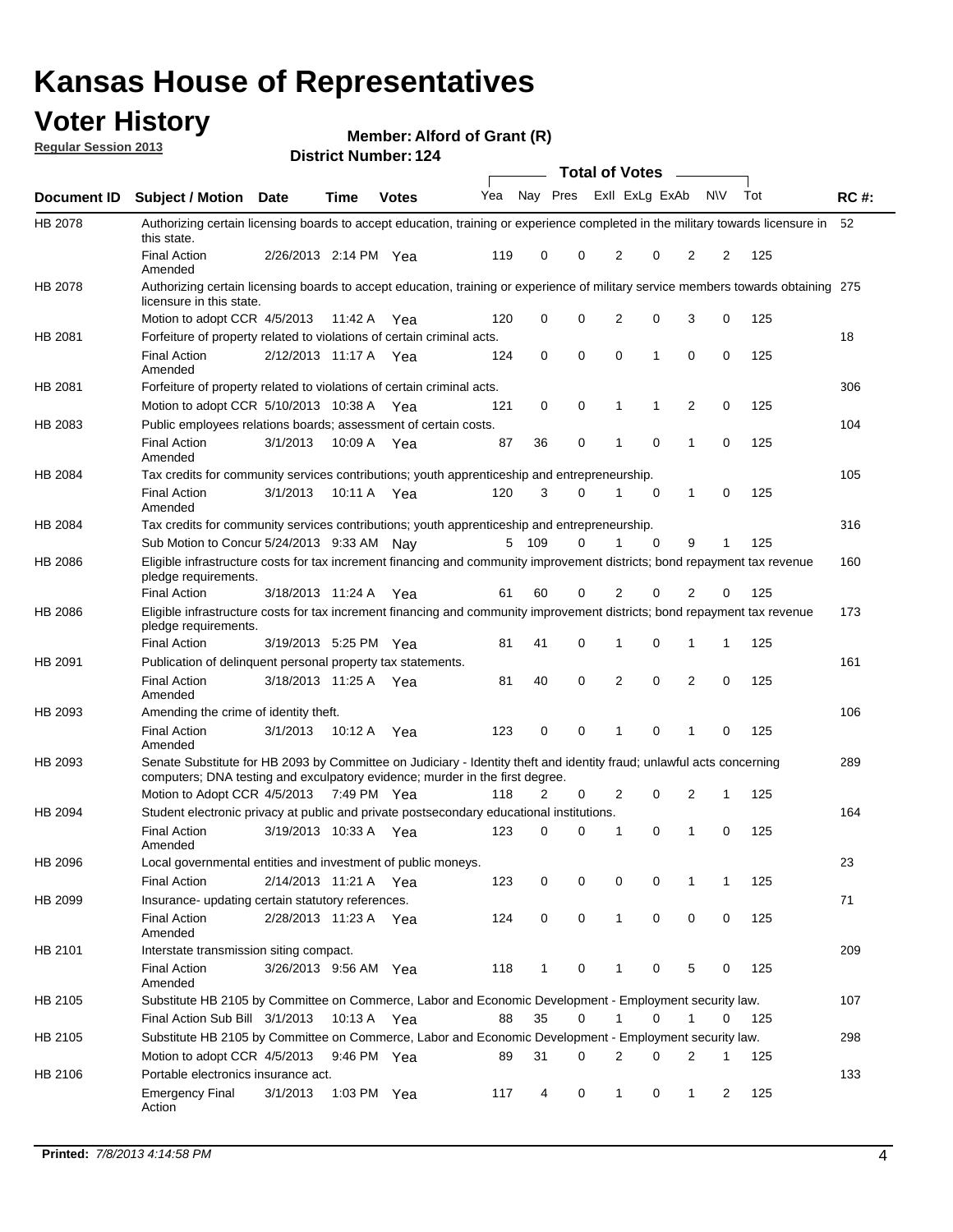# Kansas House of Representatives

## Voter History

**Regular Session 2013**

**Member: Alford of Grant (R)**

**District Number: 124**

| Document ID | Subject / Motion | Date | Time | Votes | Yea | Nay | Pres | ExII | ExLg | ExAb | N\V | Tot | RC #: |
|---|---|---|---|---|---|---|---|---|---|---|---|---|---|
| HB 2078 | Authorizing certain licensing boards to accept education, training or experience completed in the military towards licensure in this state. | | | | | | | | | | | | 52 |
| | Final Action Amended | 2/26/2013 | 2:14 PM | Yea | 119 | 0 | 0 | 2 | 0 | 2 | 2 | 125 | |
| HB 2078 | Authorizing certain licensing boards to accept education, training or experience of military service members towards obtaining licensure in this state. | | | | | | | | | | | | 275 |
| | Motion to adopt CCR | 4/5/2013 | 11:42 A | Yea | 120 | 0 | 0 | 2 | 0 | 3 | 0 | 125 | |
| HB 2081 | Forfeiture of property related to violations of certain criminal acts. | | | | | | | | | | | | 18 |
| | Final Action Amended | 2/12/2013 | 11:17 A | Yea | 124 | 0 | 0 | 0 | 1 | 0 | 0 | 125 | |
| HB 2081 | Forfeiture of property related to violations of certain criminal acts. | | | | | | | | | | | | 306 |
| | Motion to adopt CCR | 5/10/2013 | 10:38 A | Yea | 121 | 0 | 0 | 1 | 1 | 2 | 0 | 125 | |
| HB 2083 | Public employees relations boards; assessment of certain costs. | | | | | | | | | | | | 104 |
| | Final Action Amended | 3/1/2013 | 10:09 A | Yea | 87 | 36 | 0 | 1 | 0 | 1 | 0 | 125 | |
| HB 2084 | Tax credits for community services contributions; youth apprenticeship and entrepreneurship. | | | | | | | | | | | | 105 |
| | Final Action Amended | 3/1/2013 | 10:11 A | Yea | 120 | 3 | 0 | 1 | 0 | 1 | 0 | 125 | |
| HB 2084 | Tax credits for community services contributions; youth apprenticeship and entrepreneurship. | | | | | | | | | | | | 316 |
| | Sub Motion to Concur | 5/24/2013 | 9:33 AM | Nay | 5 | 109 | 0 | 1 | 0 | 9 | 1 | 125 | |
| HB 2086 | Eligible infrastructure costs for tax increment financing and community improvement districts; bond repayment tax revenue pledge requirements. | | | | | | | | | | | | 160 |
| | Final Action | 3/18/2013 | 11:24 A | Yea | 61 | 60 | 0 | 2 | 0 | 2 | 0 | 125 | |
| HB 2086 | Eligible infrastructure costs for tax increment financing and community improvement districts; bond repayment tax revenue pledge requirements. | | | | | | | | | | | | 173 |
| | Final Action | 3/19/2013 | 5:25 PM | Yea | 81 | 41 | 0 | 1 | 0 | 1 | 1 | 125 | |
| HB 2091 | Publication of delinquent personal property tax statements. | | | | | | | | | | | | 161 |
| | Final Action Amended | 3/18/2013 | 11:25 A | Yea | 81 | 40 | 0 | 2 | 0 | 2 | 0 | 125 | |
| HB 2093 | Amending the crime of identity theft. | | | | | | | | | | | | 106 |
| | Final Action Amended | 3/1/2013 | 10:12 A | Yea | 123 | 0 | 0 | 1 | 0 | 1 | 0 | 125 | |
| HB 2093 | Senate Substitute for HB 2093 by Committee on Judiciary - Identity theft and identity fraud; unlawful acts concerning computers; DNA testing and exculpatory evidence; murder in the first degree. | | | | | | | | | | | | 289 |
| | Motion to Adopt CCR | 4/5/2013 | 7:49 PM | Yea | 118 | 2 | 0 | 2 | 0 | 2 | 1 | 125 | |
| HB 2094 | Student electronic privacy at public and private postsecondary educational institutions. | | | | | | | | | | | | 164 |
| | Final Action Amended | 3/19/2013 | 10:33 A | Yea | 123 | 0 | 0 | 1 | 0 | 1 | 0 | 125 | |
| HB 2096 | Local governmental entities and investment of public moneys. | | | | | | | | | | | | 23 |
| | Final Action | 2/14/2013 | 11:21 A | Yea | 123 | 0 | 0 | 0 | 0 | 1 | 1 | 125 | |
| HB 2099 | Insurance- updating certain statutory references. | | | | | | | | | | | | 71 |
| | Final Action Amended | 2/28/2013 | 11:23 A | Yea | 124 | 0 | 0 | 1 | 0 | 0 | 0 | 125 | |
| HB 2101 | Interstate transmission siting compact. | | | | | | | | | | | | 209 |
| | Final Action Amended | 3/26/2013 | 9:56 AM | Yea | 118 | 1 | 0 | 1 | 0 | 5 | 0 | 125 | |
| HB 2105 | Substitute HB 2105 by Committee on Commerce, Labor and Economic Development - Employment security law. | | | | | | | | | | | | 107 |
| | Final Action Sub Bill | 3/1/2013 | 10:13 A | Yea | 88 | 35 | 0 | 1 | 0 | 1 | 0 | 125 | |
| HB 2105 | Substitute HB 2105 by Committee on Commerce, Labor and Economic Development - Employment security law. | | | | | | | | | | | | 298 |
| | Motion to adopt CCR | 4/5/2013 | 9:46 PM | Yea | 89 | 31 | 0 | 2 | 0 | 2 | 1 | 125 | |
| HB 2106 | Portable electronics insurance act. | | | | | | | | | | | | 133 |
| | Emergency Final Action | 3/1/2013 | 1:03 PM | Yea | 117 | 4 | 0 | 1 | 0 | 1 | 2 | 125 | |

**Printed:** *7/8/2013 4:14:58 PM*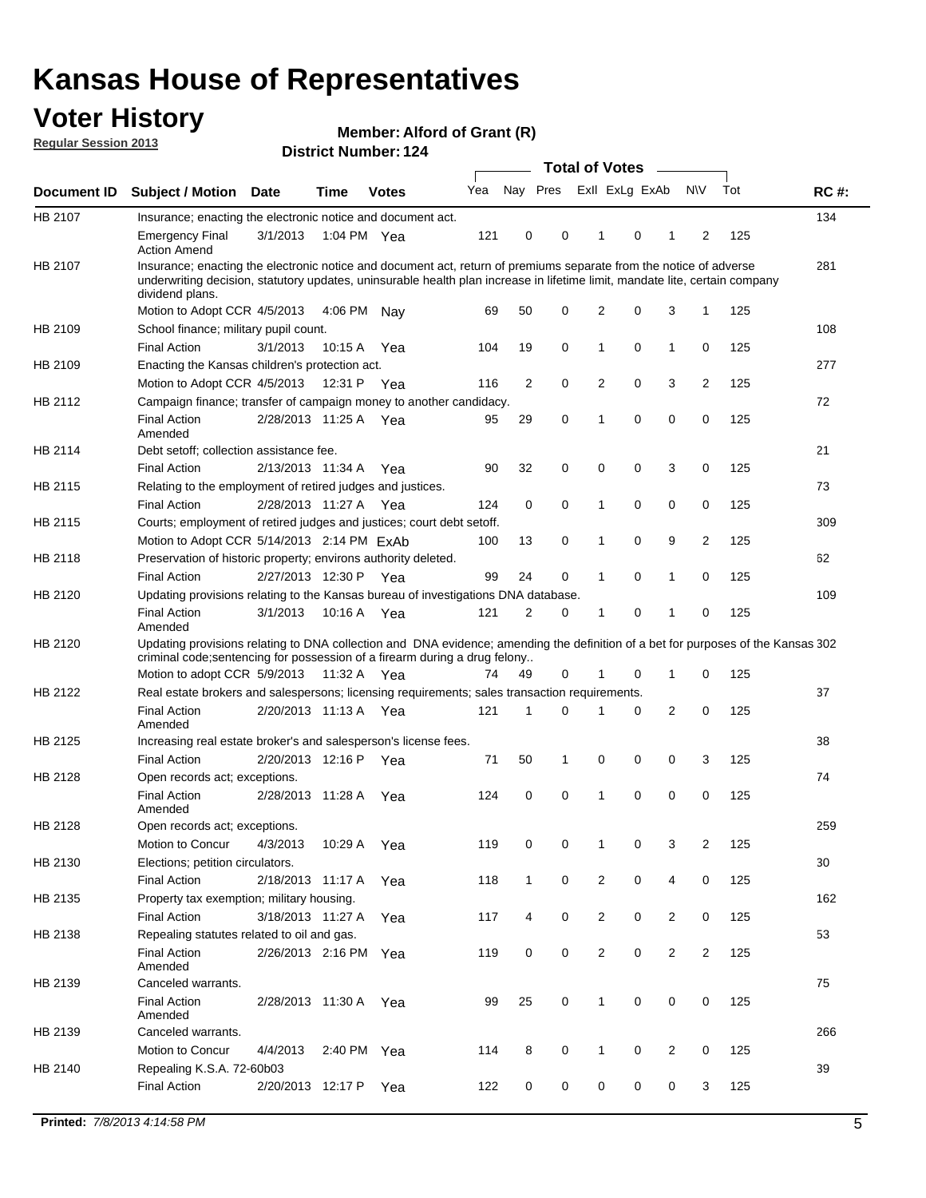# Kansas House of Representatives

## Voter History

**Regular Session 2013**

**Member: Alford of Grant (R)**

**District Number: 124**

| Document ID | Subject / Motion | Date | Time | Votes | Yea | Nay | Pres | ExII | ExLg | ExAb | N\V | Tot | RC #: |
|---|---|---|---|---|---|---|---|---|---|---|---|---|---|
| HB 2107 | Insurance; enacting the electronic notice and document act. | | | | | | | | | | | | 134 |
| | Emergency Final Action Amend | 3/1/2013 | 1:04 PM | Yea | 121 | 0 | 0 | 1 | 0 | 1 | 2 | 125 | |
| HB 2107 | Insurance; enacting the electronic notice and document act, return of premiums separate from the notice of adverse underwriting decision, statutory updates, uninsurable health plan increase in lifetime limit, mandate lite, certain company dividend plans. | | | | | | | | | | | | 281 |
| | Motion to Adopt CCR | 4/5/2013 | 4:06 PM | Nay | 69 | 50 | 0 | 2 | 0 | 3 | 1 | 125 | |
| HB 2109 | School finance; military pupil count. | | | | | | | | | | | | 108 |
| | Final Action | 3/1/2013 | 10:15 A | Yea | 104 | 19 | 0 | 1 | 0 | 1 | 0 | 125 | |
| HB 2109 | Enacting the Kansas children's protection act. | | | | | | | | | | | | 277 |
| | Motion to Adopt CCR | 4/5/2013 | 12:31 P | Yea | 116 | 2 | 0 | 2 | 0 | 3 | 2 | 125 | |
| HB 2112 | Campaign finance; transfer of campaign money to another candidacy. | | | | | | | | | | | | 72 |
| | Final Action Amended | 2/28/2013 | 11:25 A | Yea | 95 | 29 | 0 | 1 | 0 | 0 | 0 | 125 | |
| HB 2114 | Debt setoff; collection assistance fee. | | | | | | | | | | | | 21 |
| | Final Action | 2/13/2013 | 11:34 A | Yea | 90 | 32 | 0 | 0 | 0 | 3 | 0 | 125 | |
| HB 2115 | Relating to the employment of retired judges and justices. | | | | | | | | | | | | 73 |
| | Final Action | 2/28/2013 | 11:27 A | Yea | 124 | 0 | 0 | 1 | 0 | 0 | 0 | 125 | |
| HB 2115 | Courts; employment of retired judges and justices; court debt setoff. | | | | | | | | | | | | 309 |
| | Motion to Adopt CCR | 5/14/2013 | 2:14 PM | ExAb | 100 | 13 | 0 | 1 | 0 | 9 | 2 | 125 | |
| HB 2118 | Preservation of historic property; environs authority deleted. | | | | | | | | | | | | 62 |
| | Final Action | 2/27/2013 | 12:30 P | Yea | 99 | 24 | 0 | 1 | 0 | 1 | 0 | 125 | |
| HB 2120 | Updating provisions relating to the Kansas bureau of investigations DNA database. | | | | | | | | | | | | 109 |
| | Final Action Amended | 3/1/2013 | 10:16 A | Yea | 121 | 2 | 0 | 1 | 0 | 1 | 0 | 125 | |
| HB 2120 | Updating provisions relating to DNA collection and DNA evidence; amending the definition of a bet for purposes of the Kansas criminal code;sentencing for possession of a firearm during a drug felony.. | | | | | | | | | | | | 302 |
| | Motion to adopt CCR | 5/9/2013 | 11:32 A | Yea | 74 | 49 | 0 | 1 | 0 | 1 | 0 | 125 | |
| HB 2122 | Real estate brokers and salespersons; licensing requirements; sales transaction requirements. | | | | | | | | | | | | 37 |
| | Final Action Amended | 2/20/2013 | 11:13 A | Yea | 121 | 1 | 0 | 1 | 0 | 2 | 0 | 125 | |
| HB 2125 | Increasing real estate broker's and salesperson's license fees. | | | | | | | | | | | | 38 |
| | Final Action | 2/20/2013 | 12:16 P | Yea | 71 | 50 | 1 | 0 | 0 | 0 | 3 | 125 | |
| HB 2128 | Open records act; exceptions. | | | | | | | | | | | | 74 |
| | Final Action Amended | 2/28/2013 | 11:28 A | Yea | 124 | 0 | 0 | 1 | 0 | 0 | 0 | 125 | |
| HB 2128 | Open records act; exceptions. | | | | | | | | | | | | 259 |
| | Motion to Concur | 4/3/2013 | 10:29 A | Yea | 119 | 0 | 0 | 1 | 0 | 3 | 2 | 125 | |
| HB 2130 | Elections; petition circulators. | | | | | | | | | | | | 30 |
| | Final Action | 2/18/2013 | 11:17 A | Yea | 118 | 1 | 0 | 2 | 0 | 4 | 0 | 125 | |
| HB 2135 | Property tax exemption; military housing. | | | | | | | | | | | | 162 |
| | Final Action | 3/18/2013 | 11:27 A | Yea | 117 | 4 | 0 | 2 | 0 | 2 | 0 | 125 | |
| HB 2138 | Repealing statutes related to oil and gas. | | | | | | | | | | | | 53 |
| | Final Action Amended | 2/26/2013 | 2:16 PM | Yea | 119 | 0 | 0 | 2 | 0 | 2 | 2 | 125 | |
| HB 2139 | Canceled warrants. | | | | | | | | | | | | 75 |
| | Final Action Amended | 2/28/2013 | 11:30 A | Yea | 99 | 25 | 0 | 1 | 0 | 0 | 0 | 125 | |
| HB 2139 | Canceled warrants. | | | | | | | | | | | | 266 |
| | Motion to Concur | 4/4/2013 | 2:40 PM | Yea | 114 | 8 | 0 | 1 | 0 | 2 | 0 | 125 | |
| HB 2140 | Repealing K.S.A. 72-60b03 | | | | | | | | | | | | 39 |
| | Final Action | 2/20/2013 | 12:17 P | Yea | 122 | 0 | 0 | 0 | 0 | 0 | 3 | 125 | |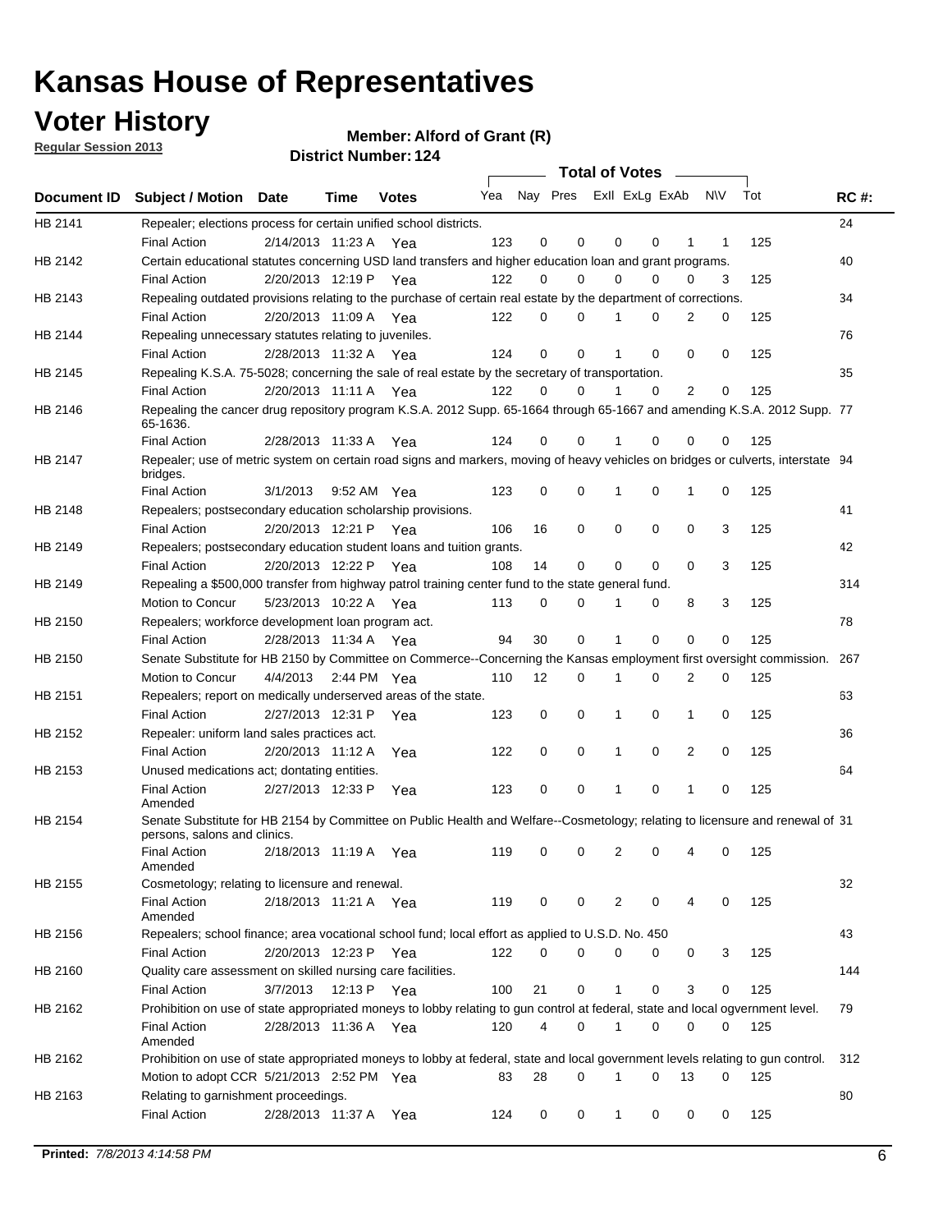# Kansas House of Representatives

## Voter History

**Regular Session 2013**

**Member: Alford of Grant (R)**

**District Number: 124**

| Document ID | Subject / Motion | Date | Time | Votes | Yea | Nay | Pres | ExII | ExLg | ExAb | N\V | Tot | RC #: |
|---|---|---|---|---|---|---|---|---|---|---|---|---|---|
| HB 2141 | Repealer; elections process for certain unified school districts. | | | | | | | | | | | | 24 |
| | Final Action | 2/14/2013 | 11:23 A | Yea | 123 | 0 | 0 | 0 | 0 | 1 | 1 | 125 | |
| HB 2142 | Certain educational statutes concerning USD land transfers and higher education loan and grant programs. | | | | | | | | | | | | 40 |
| | Final Action | 2/20/2013 | 12:19 P | Yea | 122 | 0 | 0 | 0 | 0 | 0 | 3 | 125 | |
| HB 2143 | Repealing outdated provisions relating to the purchase of certain real estate by the department of corrections. | | | | | | | | | | | | 34 |
| | Final Action | 2/20/2013 | 11:09 A | Yea | 122 | 0 | 0 | 1 | 0 | 2 | 0 | 125 | |
| HB 2144 | Repealing unnecessary statutes relating to juveniles. | | | | | | | | | | | | 76 |
| | Final Action | 2/28/2013 | 11:32 A | Yea | 124 | 0 | 0 | 1 | 0 | 0 | 0 | 125 | |
| HB 2145 | Repealing K.S.A. 75-5028; concerning the sale of real estate by the secretary of transportation. | | | | | | | | | | | | 35 |
| | Final Action | 2/20/2013 | 11:11 A | Yea | 122 | 0 | 0 | 1 | 0 | 2 | 0 | 125 | |
| HB 2146 | Repealing the cancer drug repository program K.S.A. 2012 Supp. 65-1664 through 65-1667 and amending K.S.A. 2012 Supp. 65-1636. | | | | | | | | | | | | 77 |
| | Final Action | 2/28/2013 | 11:33 A | Yea | 124 | 0 | 0 | 1 | 0 | 0 | 0 | 125 | |
| HB 2147 | Repealer; use of metric system on certain road signs and markers, moving of heavy vehicles on bridges or culverts, interstate bridges. | | | | | | | | | | | | 94 |
| | Final Action | 3/1/2013 | 9:52 AM | Yea | 123 | 0 | 0 | 1 | 0 | 1 | 0 | 125 | |
| HB 2148 | Repealers; postsecondary education scholarship provisions. | | | | | | | | | | | | 41 |
| | Final Action | 2/20/2013 | 12:21 P | Yea | 106 | 16 | 0 | 0 | 0 | 0 | 3 | 125 | |
| HB 2149 | Repealers; postsecondary education student loans and tuition grants. | | | | | | | | | | | | 42 |
| | Final Action | 2/20/2013 | 12:22 P | Yea | 108 | 14 | 0 | 0 | 0 | 0 | 3 | 125 | |
| HB 2149 | Repealing a $500,000 transfer from highway patrol training center fund to the state general fund. | | | | | | | | | | | | 314 |
| | Motion to Concur | 5/23/2013 | 10:22 A | Yea | 113 | 0 | 0 | 1 | 0 | 8 | 3 | 125 | |
| HB 2150 | Repealers; workforce development loan program act. | | | | | | | | | | | | 78 |
| | Final Action | 2/28/2013 | 11:34 A | Yea | 94 | 30 | 0 | 1 | 0 | 0 | 0 | 125 | |
| HB 2150 | Senate Substitute for HB 2150 by Committee on Commerce--Concerning the Kansas employment first oversight commission. | | | | | | | | | | | | 267 |
| | Motion to Concur | 4/4/2013 | 2:44 PM | Yea | 110 | 12 | 0 | 1 | 0 | 2 | 0 | 125 | |
| HB 2151 | Repealers; report on medically underserved areas of the state. | | | | | | | | | | | | 63 |
| | Final Action | 2/27/2013 | 12:31 P | Yea | 123 | 0 | 0 | 1 | 0 | 1 | 0 | 125 | |
| HB 2152 | Repealer: uniform land sales practices act. | | | | | | | | | | | | 36 |
| | Final Action | 2/20/2013 | 11:12 A | Yea | 122 | 0 | 0 | 1 | 0 | 2 | 0 | 125 | |
| HB 2153 | Unused medications act; dontating entities. | | | | | | | | | | | | 64 |
| | Final Action Amended | 2/27/2013 | 12:33 P | Yea | 123 | 0 | 0 | 1 | 0 | 1 | 0 | 125 | |
| HB 2154 | Senate Substitute for HB 2154 by Committee on Public Health and Welfare--Cosmetology; relating to licensure and renewal of persons, salons and clinics. | | | | | | | | | | | | 31 |
| | Final Action Amended | 2/18/2013 | 11:19 A | Yea | 119 | 0 | 0 | 2 | 0 | 4 | 0 | 125 | |
| HB 2155 | Cosmetology; relating to licensure and renewal. | | | | | | | | | | | | 32 |
| | Final Action Amended | 2/18/2013 | 11:21 A | Yea | 119 | 0 | 0 | 2 | 0 | 4 | 0 | 125 | |
| HB 2156 | Repealers; school finance; area vocational school fund; local effort as applied to U.S.D. No. 450 | | | | | | | | | | | | 43 |
| | Final Action | 2/20/2013 | 12:23 P | Yea | 122 | 0 | 0 | 0 | 0 | 0 | 3 | 125 | |
| HB 2160 | Quality care assessment on skilled nursing care facilities. | | | | | | | | | | | | 144 |
| | Final Action | 3/7/2013 | 12:13 P | Yea | 100 | 21 | 0 | 1 | 0 | 3 | 0 | 125 | |
| HB 2162 | Prohibition on use of state appropriated moneys to lobby relating to gun control at federal, state and local ogvernment level. | | | | | | | | | | | | 79 |
| | Final Action Amended | 2/28/2013 | 11:36 A | Yea | 120 | 4 | 0 | 1 | 0 | 0 | 0 | 125 | |
| HB 2162 | Prohibition on use of state appropriated moneys to lobby at federal, state and local government levels relating to gun control. | | | | | | | | | | | | 312 |
| | Motion to adopt CCR | 5/21/2013 | 2:52 PM | Yea | 83 | 28 | 0 | 1 | 0 | 13 | 0 | 125 | |
| HB 2163 | Relating to garnishment proceedings. | | | | | | | | | | | | 80 |
| | Final Action | 2/28/2013 | 11:37 A | Yea | 124 | 0 | 0 | 1 | 0 | 0 | 0 | 125 | |

**Printed:** *7/8/2013 4:14:58 PM*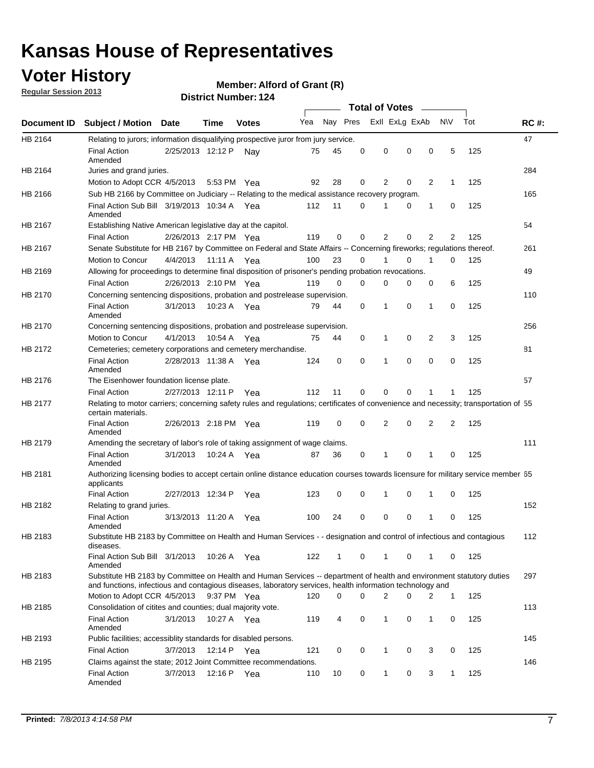# Kansas House of Representatives

## Voter History

**Regular Session 2013**

**Member: Alford of Grant (R)**

**District Number: 124**

| Document ID | Subject / Motion | Date | Time | Votes | Yea | Nay | Pres | ExII | ExLg | ExAb | N\V | Tot | RC #: |
|---|---|---|---|---|---|---|---|---|---|---|---|---|---|
| HB 2164 | Relating to jurors; information disqualifying prospective juror from jury service. | | | | | | | | | | | | 47 |
| | Final Action Amended | 2/25/2013 | 12:12 P | Nay | 75 | 45 | 0 | 0 | 0 | 0 | 5 | 125 | |
| HB 2164 | Juries and grand juries. | | | | | | | | | | | | 284 |
| | Motion to Adopt CCR | 4/5/2013 | 5:53 PM | Yea | 92 | 28 | 0 | 2 | 0 | 2 | 1 | 125 | |
| HB 2166 | Sub HB 2166 by Committee on Judiciary -- Relating to the medical assistance recovery program. | | | | | | | | | | | | 165 |
| | Final Action Sub Bill Amended | 3/19/2013 | 10:34 A | Yea | 112 | 11 | 0 | 1 | 0 | 1 | 0 | 125 | |
| HB 2167 | Establishing Native American legislative day at the capitol. | | | | | | | | | | | | 54 |
| | Final Action | 2/26/2013 | 2:17 PM | Yea | 119 | 0 | 0 | 2 | 0 | 2 | 2 | 125 | |
| HB 2167 | Senate Substitute for HB 2167 by Committee on Federal and State Affairs -- Concerning fireworks; regulations thereof. | | | | | | | | | | | | 261 |
| | Motion to Concur | 4/4/2013 | 11:11 A | Yea | 100 | 23 | 0 | 1 | 0 | 1 | 0 | 125 | |
| HB 2169 | Allowing for proceedings to determine final disposition of prisoner's pending probation revocations. | | | | | | | | | | | | 49 |
| | Final Action | 2/26/2013 | 2:10 PM | Yea | 119 | 0 | 0 | 0 | 0 | 0 | 6 | 125 | |
| HB 2170 | Concerning sentencing dispositions, probation and postrelease supervision. | | | | | | | | | | | | 110 |
| | Final Action Amended | 3/1/2013 | 10:23 A | Yea | 79 | 44 | 0 | 1 | 0 | 1 | 0 | 125 | |
| HB 2170 | Concerning sentencing dispositions, probation and postrelease supervision. | | | | | | | | | | | | 256 |
| | Motion to Concur | 4/1/2013 | 10:54 A | Yea | 75 | 44 | 0 | 1 | 0 | 2 | 3 | 125 | |
| HB 2172 | Cemeteries; cemetery corporations and cemetery merchandise. | | | | | | | | | | | | 81 |
| | Final Action Amended | 2/28/2013 | 11:38 A | Yea | 124 | 0 | 0 | 1 | 0 | 0 | 0 | 125 | |
| HB 2176 | The Eisenhower foundation license plate. | | | | | | | | | | | | 57 |
| | Final Action | 2/27/2013 | 12:11 P | Yea | 112 | 11 | 0 | 0 | 0 | 1 | 1 | 125 | |
| HB 2177 | Relating to motor carriers; concerning safety rules and regulations; certificates of convenience and necessity; transportation of certain materials. | | | | | | | | | | | | 55 |
| | Final Action Amended | 2/26/2013 | 2:18 PM | Yea | 119 | 0 | 0 | 2 | 0 | 2 | 2 | 125 | |
| HB 2179 | Amending the secretary of labor's role of taking assignment of wage claims. | | | | | | | | | | | | 111 |
| | Final Action Amended | 3/1/2013 | 10:24 A | Yea | 87 | 36 | 0 | 1 | 0 | 1 | 0 | 125 | |
| HB 2181 | Authorizing licensing bodies to accept certain online distance education courses towards licensure for military service member applicants | | | | | | | | | | | | 65 |
| | Final Action | 2/27/2013 | 12:34 P | Yea | 123 | 0 | 0 | 1 | 0 | 1 | 0 | 125 | |
| HB 2182 | Relating to grand juries. | | | | | | | | | | | | 152 |
| | Final Action Amended | 3/13/2013 | 11:20 A | Yea | 100 | 24 | 0 | 0 | 0 | 1 | 0 | 125 | |
| HB 2183 | Substitute HB 2183 by Committee on Health and Human Services - - designation and control of infectious and contagious diseases. | | | | | | | | | | | | 112 |
| | Final Action Sub Bill Amended | 3/1/2013 | 10:26 A | Yea | 122 | 1 | 0 | 1 | 0 | 1 | 0 | 125 | |
| HB 2183 | Substitute HB 2183 by Committee on Health and Human Services -- department of health and environment statutory duties and functions, infectious and contagious diseases, laboratory services, health information technology and | | | | | | | | | | | | 297 |
| | Motion to Adopt CCR | 4/5/2013 | 9:37 PM | Yea | 120 | 0 | 0 | 2 | 0 | 2 | 1 | 125 | |
| HB 2185 | Consolidation of citites and counties; dual majority vote. | | | | | | | | | | | | 113 |
| | Final Action Amended | 3/1/2013 | 10:27 A | Yea | 119 | 4 | 0 | 1 | 0 | 1 | 0 | 125 | |
| HB 2193 | Public facilities; accessiblity standards for disabled persons. | | | | | | | | | | | | 145 |
| | Final Action | 3/7/2013 | 12:14 P | Yea | 121 | 0 | 0 | 1 | 0 | 3 | 0 | 125 | |
| HB 2195 | Claims against the state; 2012 Joint Committee recommendations. | | | | | | | | | | | | 146 |
| | Final Action Amended | 3/7/2013 | 12:16 P | Yea | 110 | 10 | 0 | 1 | 0 | 3 | 1 | 125 | |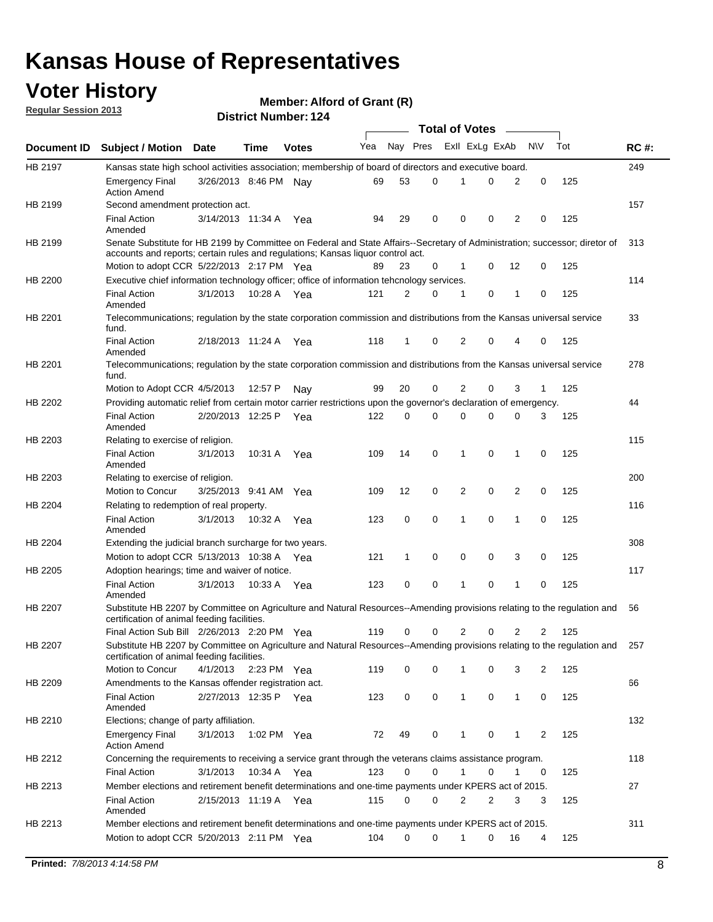# Kansas House of Representatives

## Voter History

**Regular Session 2013**

**Member: Alford of Grant (R)**

**District Number: 124**

| Document ID | Subject / Motion | Date | Time | Votes | Yea | Nay | Pres | ExII | ExLg | ExAb | N\V | Tot | RC #: |
|---|---|---|---|---|---|---|---|---|---|---|---|---|---|
| HB 2197 | Kansas state high school activities association; membership of board of directors and executive board. | | | | | | | | | | | | 249 |
| | Emergency Final Action Amend | 3/26/2013 | 8:46 PM | Nay | 69 | 53 | 0 | 1 | 0 | 2 | 0 | 125 | |
| HB 2199 | Second amendment protection act. | | | | | | | | | | | | 157 |
| | Final Action Amended | 3/14/2013 | 11:34 A | Yea | 94 | 29 | 0 | 0 | 0 | 2 | 0 | 125 | |
| HB 2199 | Senate Substitute for HB 2199 by Committee on Federal and State Affairs--Secretary of Administration; successor; diretor of accounts and reports; certain rules and regulations; Kansas liquor control act. | | | | | | | | | | | | 313 |
| | Motion to adopt CCR | 5/22/2013 | 2:17 PM | Yea | 89 | 23 | 0 | 1 | 0 | 12 | 0 | 125 | |
| HB 2200 | Executive chief information technology officer; office of information tehcnology services. | | | | | | | | | | | | 114 |
| | Final Action Amended | 3/1/2013 | 10:28 A | Yea | 121 | 2 | 0 | 1 | 0 | 1 | 0 | 125 | |
| HB 2201 | Telecommunications; regulation by the state corporation commission and distributions from the Kansas universal service fund. | | | | | | | | | | | | 33 |
| | Final Action Amended | 2/18/2013 | 11:24 A | Yea | 118 | 1 | 0 | 2 | 0 | 4 | 0 | 125 | |
| HB 2201 | Telecommunications; regulation by the state corporation commission and distributions from the Kansas universal service fund. | | | | | | | | | | | | 278 |
| | Motion to Adopt CCR | 4/5/2013 | 12:57 P | Nay | 99 | 20 | 0 | 2 | 0 | 3 | 1 | 125 | |
| HB 2202 | Providing automatic relief from certain motor carrier restrictions upon the governor's declaration of emergency. | | | | | | | | | | | | 44 |
| | Final Action Amended | 2/20/2013 | 12:25 P | Yea | 122 | 0 | 0 | 0 | 0 | 0 | 3 | 125 | |
| HB 2203 | Relating to exercise of religion. | | | | | | | | | | | | 115 |
| | Final Action Amended | 3/1/2013 | 10:31 A | Yea | 109 | 14 | 0 | 1 | 0 | 1 | 0 | 125 | |
| HB 2203 | Relating to exercise of religion. | | | | | | | | | | | | 200 |
| | Motion to Concur | 3/25/2013 | 9:41 AM | Yea | 109 | 12 | 0 | 2 | 0 | 2 | 0 | 125 | |
| HB 2204 | Relating to redemption of real property. | | | | | | | | | | | | 116 |
| | Final Action Amended | 3/1/2013 | 10:32 A | Yea | 123 | 0 | 0 | 1 | 0 | 1 | 0 | 125 | |
| HB 2204 | Extending the judicial branch surcharge for two years. | | | | | | | | | | | | 308 |
| | Motion to adopt CCR | 5/13/2013 | 10:38 A | Yea | 121 | 1 | 0 | 0 | 0 | 3 | 0 | 125 | |
| HB 2205 | Adoption hearings; time and waiver of notice. | | | | | | | | | | | | 117 |
| | Final Action Amended | 3/1/2013 | 10:33 A | Yea | 123 | 0 | 0 | 1 | 0 | 1 | 0 | 125 | |
| HB 2207 | Substitute HB 2207 by Committee on Agriculture and Natural Resources--Amending provisions relating to the regulation and certification of animal feeding facilities. | | | | | | | | | | | | 56 |
| | Final Action Sub Bill | 2/26/2013 | 2:20 PM | Yea | 119 | 0 | 0 | 2 | 0 | 2 | 2 | 125 | |
| HB 2207 | Substitute HB 2207 by Committee on Agriculture and Natural Resources--Amending provisions relating to the regulation and certification of animal feeding facilities. | | | | | | | | | | | | 257 |
| | Motion to Concur | 4/1/2013 | 2:23 PM | Yea | 119 | 0 | 0 | 1 | 0 | 3 | 2 | 125 | |
| HB 2209 | Amendments to the Kansas offender registration act. | | | | | | | | | | | | 66 |
| | Final Action Amended | 2/27/2013 | 12:35 P | Yea | 123 | 0 | 0 | 1 | 0 | 1 | 0 | 125 | |
| HB 2210 | Elections; change of party affiliation. | | | | | | | | | | | | 132 |
| | Emergency Final Action Amend | 3/1/2013 | 1:02 PM | Yea | 72 | 49 | 0 | 1 | 0 | 1 | 2 | 125 | |
| HB 2212 | Concerning the requirements to receiving a service grant through the veterans claims assistance program. | | | | | | | | | | | | 118 |
| | Final Action | 3/1/2013 | 10:34 A | Yea | 123 | 0 | 0 | 1 | 0 | 1 | 0 | 125 | |
| HB 2213 | Member elections and retirement benefit determinations and one-time payments under KPERS act of 2015. | | | | | | | | | | | | 27 |
| | Final Action Amended | 2/15/2013 | 11:19 A | Yea | 115 | 0 | 0 | 2 | 2 | 3 | 3 | 125 | |
| HB 2213 | Member elections and retirement benefit determinations and one-time payments under KPERS act of 2015. | | | | | | | | | | | | 311 |
| | Motion to adopt CCR | 5/20/2013 | 2:11 PM | Yea | 104 | 0 | 0 | 1 | 0 | 16 | 4 | 125 | |

**Printed:** *7/8/2013 4:14:58 PM*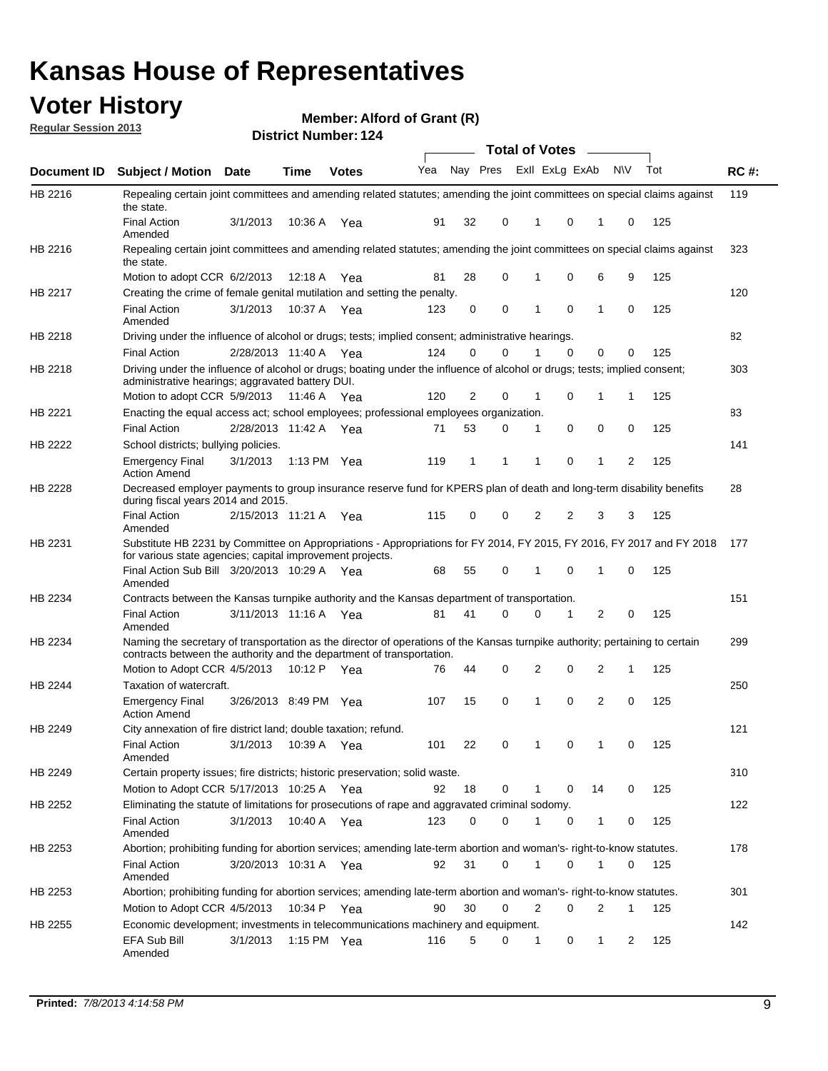# Kansas House of Representatives

## Voter History

**Regular Session 2013**

**Member: Alford of Grant (R)**

**District Number: 124**

| Document ID | Subject / Motion | Date | Time | Votes | Yea | Nay | Pres | ExII | ExLg | ExAb | N\V | Tot | RC #: |
|---|---|---|---|---|---|---|---|---|---|---|---|---|---|
| HB 2216 | Repealing certain joint committees and amending related statutes; amending the joint committees on special claims against the state. | | | | | | | | | | | | 119 |
| | Final Action Amended | 3/1/2013 | 10:36 A | Yea | 91 | 32 | 0 | 1 | 0 | 1 | 0 | 125 | |
| HB 2216 | Repealing certain joint committees and amending related statutes; amending the joint committees on special claims against the state. | | | | | | | | | | | | 323 |
| | Motion to adopt CCR | 6/2/2013 | 12:18 A | Yea | 81 | 28 | 0 | 1 | 0 | 6 | 9 | 125 | |
| HB 2217 | Creating the crime of female genital mutilation and setting the penalty. | | | | | | | | | | | | 120 |
| | Final Action Amended | 3/1/2013 | 10:37 A | Yea | 123 | 0 | 0 | 1 | 0 | 1 | 0 | 125 | |
| HB 2218 | Driving under the influence of alcohol or drugs; tests; implied consent; administrative hearings. | | | | | | | | | | | | 82 |
| | Final Action | 2/28/2013 | 11:40 A | Yea | 124 | 0 | 0 | 1 | 0 | 0 | 0 | 125 | |
| HB 2218 | Driving under the influence of alcohol or drugs; boating under the influence of alcohol or drugs; tests; implied consent; administrative hearings; aggravated battery DUI. | | | | | | | | | | | | 303 |
| | Motion to adopt CCR | 5/9/2013 | 11:46 A | Yea | 120 | 2 | 0 | 1 | 0 | 1 | 1 | 125 | |
| HB 2221 | Enacting the equal access act; school employees; professional employees organization. | | | | | | | | | | | | 83 |
| | Final Action | 2/28/2013 | 11:42 A | Yea | 71 | 53 | 0 | 1 | 0 | 0 | 0 | 125 | |
| HB 2222 | School districts; bullying policies. | | | | | | | | | | | | 141 |
| | Emergency Final Action Amend | 3/1/2013 | 1:13 PM | Yea | 119 | 1 | 1 | 1 | 0 | 1 | 2 | 125 | |
| HB 2228 | Decreased employer payments to group insurance reserve fund for KPERS plan of death and long-term disability benefits during fiscal years 2014 and 2015. | | | | | | | | | | | | 28 |
| | Final Action Amended | 2/15/2013 | 11:21 A | Yea | 115 | 0 | 0 | 2 | 2 | 3 | 3 | 125 | |
| HB 2231 | Substitute HB 2231 by Committee on Appropriations - Appropriations for FY 2014, FY 2015, FY 2016, FY 2017 and FY 2018 for various state agencies; capital improvement projects. | | | | | | | | | | | | 177 |
| | Final Action Sub Bill Amended | 3/20/2013 | 10:29 A | Yea | 68 | 55 | 0 | 1 | 0 | 1 | 0 | 125 | |
| HB 2234 | Contracts between the Kansas turnpike authority and the Kansas department of transportation. | | | | | | | | | | | | 151 |
| | Final Action Amended | 3/11/2013 | 11:16 A | Yea | 81 | 41 | 0 | 0 | 1 | 2 | 0 | 125 | |
| HB 2234 | Naming the secretary of transportation as the director of operations of the Kansas turnpike authority; pertaining to certain contracts between the authority and the department of transportation. | | | | | | | | | | | | 299 |
| | Motion to Adopt CCR | 4/5/2013 | 10:12 P | Yea | 76 | 44 | 0 | 2 | 0 | 2 | 1 | 125 | |
| HB 2244 | Taxation of watercraft. | | | | | | | | | | | | 250 |
| | Emergency Final Action Amend | 3/26/2013 | 8:49 PM | Yea | 107 | 15 | 0 | 1 | 0 | 2 | 0 | 125 | |
| HB 2249 | City annexation of fire district land; double taxation; refund. | | | | | | | | | | | | 121 |
| | Final Action Amended | 3/1/2013 | 10:39 A | Yea | 101 | 22 | 0 | 1 | 0 | 1 | 0 | 125 | |
| HB 2249 | Certain property issues; fire districts; historic preservation; solid waste. | | | | | | | | | | | | 310 |
| | Motion to Adopt CCR | 5/17/2013 | 10:25 A | Yea | 92 | 18 | 0 | 1 | 0 | 14 | 0 | 125 | |
| HB 2252 | Eliminating the statute of limitations for prosecutions of rape and aggravated criminal sodomy. | | | | | | | | | | | | 122 |
| | Final Action Amended | 3/1/2013 | 10:40 A | Yea | 123 | 0 | 0 | 1 | 0 | 1 | 0 | 125 | |
| HB 2253 | Abortion; prohibiting funding for abortion services; amending late-term abortion and woman's- right-to-know statutes. | | | | | | | | | | | | 178 |
| | Final Action Amended | 3/20/2013 | 10:31 A | Yea | 92 | 31 | 0 | 1 | 0 | 1 | 0 | 125 | |
| HB 2253 | Abortion; prohibiting funding for abortion services; amending late-term abortion and woman's- right-to-know statutes. | | | | | | | | | | | | 301 |
| | Motion to Adopt CCR | 4/5/2013 | 10:34 P | Yea | 90 | 30 | 0 | 2 | 0 | 2 | 1 | 125 | |
| HB 2255 | Economic development; investments in telecommunications machinery and equipment. | | | | | | | | | | | | 142 |
| | EFA Sub Bill Amended | 3/1/2013 | 1:15 PM | Yea | 116 | 5 | 0 | 1 | 0 | 1 | 2 | 125 | |

**Printed:** *7/8/2013 4:14:58 PM*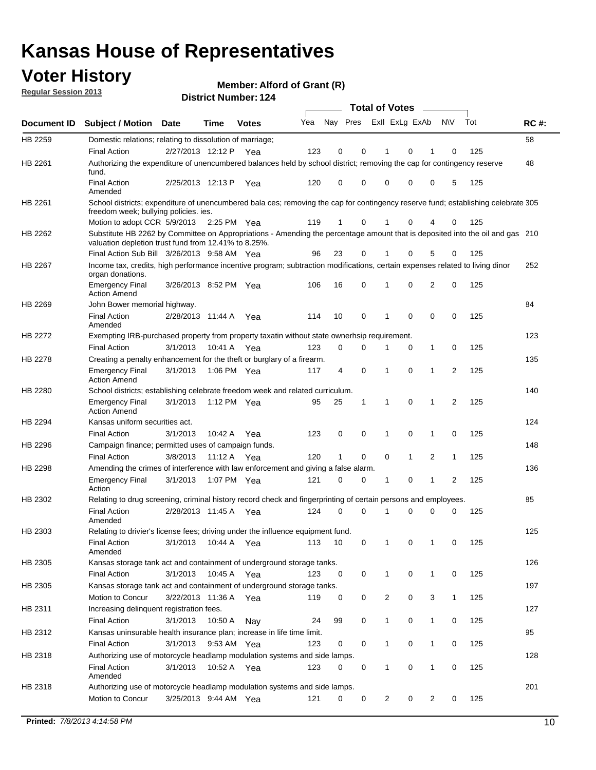# Kansas House of Representatives

## Voter History

**Regular Session 2013**

**Member: Alford of Grant (R)**

**District Number: 124**

| Document ID | Subject / Motion | Date | Time | Votes | Yea | Nay | Pres | ExII | ExLg | ExAb | N\V | Tot | RC #: |
|---|---|---|---|---|---|---|---|---|---|---|---|---|---|
| HB 2259 | Domestic relations; relating to dissolution of marriage; | | | | | | | | | | | | 58 |
| | Final Action | 2/27/2013 | 12:12 P | Yea | 123 | 0 | 0 | 1 | 0 | 1 | 0 | 125 | |
| HB 2261 | Authorizing the expenditure of unencumbered balances held by school district; removing the cap for contingency reserve fund. | | | | | | | | | | | | 48 |
| | Final Action Amended | 2/25/2013 | 12:13 P | Yea | 120 | 0 | 0 | 0 | 0 | 0 | 5 | 125 | |
| HB 2261 | School districts; expenditure of unencumbered bala ces; removing the cap for contingency reserve fund; establishing celebrate freedom week; bullying policies. ies. | | | | | | | | | | | | 305 |
| | Motion to adopt CCR | 5/9/2013 | 2:25 PM | Yea | 119 | 1 | 0 | 1 | 0 | 4 | 0 | 125 | |
| HB 2262 | Substitute HB 2262 by Committee on Appropriations - Amending the percentage amount that is deposited into the oil and gas valuation depletion trust fund from 12.41% to 8.25%. | | | | | | | | | | | | 210 |
| | Final Action Sub Bill | 3/26/2013 | 9:58 AM | Yea | 96 | 23 | 0 | 1 | 0 | 5 | 0 | 125 | |
| HB 2267 | Income tax, credits, high performance incentive program; subtraction modifications, certain expenses related to living dinor organ donations. | | | | | | | | | | | | 252 |
| | Emergency Final Action Amend | 3/26/2013 | 8:52 PM | Yea | 106 | 16 | 0 | 1 | 0 | 2 | 0 | 125 | |
| HB 2269 | John Bower memorial highway. | | | | | | | | | | | | 84 |
| | Final Action Amended | 2/28/2013 | 11:44 A | Yea | 114 | 10 | 0 | 1 | 0 | 0 | 0 | 125 | |
| HB 2272 | Exempting IRB-purchased property from property taxatin without state ownerhsip requirement. | | | | | | | | | | | | 123 |
| | Final Action | 3/1/2013 | 10:41 A | Yea | 123 | 0 | 0 | 1 | 0 | 1 | 0 | 125 | |
| HB 2278 | Creating a penalty enhancement for the theft or burglary of a firearm. | | | | | | | | | | | | 135 |
| | Emergency Final Action Amend | 3/1/2013 | 1:06 PM | Yea | 117 | 4 | 0 | 1 | 0 | 1 | 2 | 125 | |
| HB 2280 | School districts; establishing celebrate freedom week and related curriculum. | | | | | | | | | | | | 140 |
| | Emergency Final Action Amend | 3/1/2013 | 1:12 PM | Yea | 95 | 25 | 1 | 1 | 0 | 1 | 2 | 125 | |
| HB 2294 | Kansas uniform securities act. | | | | | | | | | | | | 124 |
| | Final Action | 3/1/2013 | 10:42 A | Yea | 123 | 0 | 0 | 1 | 0 | 1 | 0 | 125 | |
| HB 2296 | Campaign finance; permitted uses of campaign funds. | | | | | | | | | | | | 148 |
| | Final Action | 3/8/2013 | 11:12 A | Yea | 120 | 1 | 0 | 0 | 1 | 2 | 1 | 125 | |
| HB 2298 | Amending the crimes of interference with law enforcement and giving a false alarm. | | | | | | | | | | | | 136 |
| | Emergency Final Action | 3/1/2013 | 1:07 PM | Yea | 121 | 0 | 0 | 1 | 0 | 1 | 2 | 125 | |
| HB 2302 | Relating to drug screening, criminal history record check and fingerprinting of certain persons and employees. | | | | | | | | | | | | 85 |
| | Final Action Amended | 2/28/2013 | 11:45 A | Yea | 124 | 0 | 0 | 1 | 0 | 0 | 0 | 125 | |
| HB 2303 | Relating to drivier's license fees; driving under the influence equipment fund. | | | | | | | | | | | | 125 |
| | Final Action Amended | 3/1/2013 | 10:44 A | Yea | 113 | 10 | 0 | 1 | 0 | 1 | 0 | 125 | |
| HB 2305 | Kansas storage tank act and containment of underground storage tanks. | | | | | | | | | | | | 126 |
| | Final Action | 3/1/2013 | 10:45 A | Yea | 123 | 0 | 0 | 1 | 0 | 1 | 0 | 125 | |
| HB 2305 | Kansas storage tank act and containment of underground storage tanks. | | | | | | | | | | | | 197 |
| | Motion to Concur | 3/22/2013 | 11:36 A | Yea | 119 | 0 | 0 | 2 | 0 | 3 | 1 | 125 | |
| HB 2311 | Increasing delinquent registration fees. | | | | | | | | | | | | 127 |
| | Final Action | 3/1/2013 | 10:50 A | Nay | 24 | 99 | 0 | 1 | 0 | 1 | 0 | 125 | |
| HB 2312 | Kansas uninsurable health insurance plan; increase in life time limit. | | | | | | | | | | | | 95 |
| | Final Action | 3/1/2013 | 9:53 AM | Yea | 123 | 0 | 0 | 1 | 0 | 1 | 0 | 125 | |
| HB 2318 | Authorizing use of motorcycle headlamp modulation systems and side lamps. | | | | | | | | | | | | 128 |
| | Final Action Amended | 3/1/2013 | 10:52 A | Yea | 123 | 0 | 0 | 1 | 0 | 1 | 0 | 125 | |
| HB 2318 | Authorizing use of motorcycle headlamp modulation systems and side lamps. | | | | | | | | | | | | 201 |
| | Motion to Concur | 3/25/2013 | 9:44 AM | Yea | 121 | 0 | 0 | 2 | 0 | 2 | 0 | 125 | |

**Printed:** *7/8/2013 4:14:58 PM*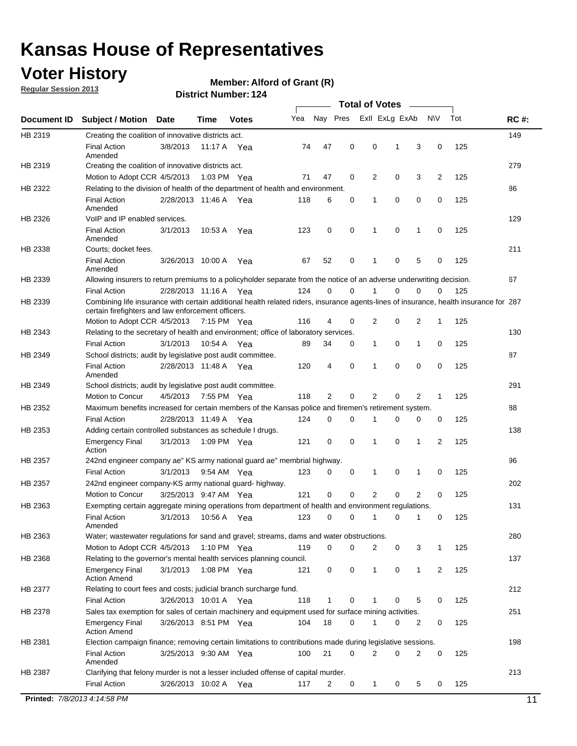# Kansas House of Representatives

## Voter History

**Regular Session 2013**

**Member: Alford of Grant (R)**

**District Number: 124**

| Document ID | Subject / Motion | Date | Time | Votes | Yea | Nay | Pres | ExII | ExLg | ExAb | N\V | Tot | RC #: |
|---|---|---|---|---|---|---|---|---|---|---|---|---|---|
| HB 2319 | Creating the coalition of innovative districts act. | | | | | | | | | | | | 149 |
| | Final Action Amended | 3/8/2013 | 11:17 A | Yea | 74 | 47 | 0 | 0 | 1 | 3 | 0 | 125 | |
| HB 2319 | Creating the coalition of innovative districts act. | | | | | | | | | | | | 279 |
| | Motion to Adopt CCR | 4/5/2013 | 1:03 PM | Yea | 71 | 47 | 0 | 2 | 0 | 3 | 2 | 125 | |
| HB 2322 | Relating to the division of health of the department of health and environment. | | | | | | | | | | | | 86 |
| | Final Action Amended | 2/28/2013 | 11:46 A | Yea | 118 | 6 | 0 | 1 | 0 | 0 | 0 | 125 | |
| HB 2326 | VoIP and IP enabled services. | | | | | | | | | | | | 129 |
| | Final Action Amended | 3/1/2013 | 10:53 A | Yea | 123 | 0 | 0 | 1 | 0 | 1 | 0 | 125 | |
| HB 2338 | Courts; docket fees. | | | | | | | | | | | | 211 |
| | Final Action Amended | 3/26/2013 | 10:00 A | Yea | 67 | 52 | 0 | 1 | 0 | 5 | 0 | 125 | |
| HB 2339 | Allowing insurers to return premiums to a policyholder separate from the notice of an adverse underwriting decision. | | | | | | | | | | | | 67 |
| | Final Action | 2/28/2013 | 11:16 A | Yea | 124 | 0 | 0 | 1 | 0 | 0 | 0 | 125 | |
| HB 2339 | Combining life insurance with certain additional health related riders, insurance agents-lines of insurance, health insurance for certain firefighters and law enforcement officers. | | | | | | | | | | | | 287 |
| | Motion to Adopt CCR | 4/5/2013 | 7:15 PM | Yea | 116 | 4 | 0 | 2 | 0 | 2 | 1 | 125 | |
| HB 2343 | Relating to the secretary of health and environment; office of laboratory services. | | | | | | | | | | | | 130 |
| | Final Action | 3/1/2013 | 10:54 A | Yea | 89 | 34 | 0 | 1 | 0 | 1 | 0 | 125 | |
| HB 2349 | School districts; audit by legislative post audit committee. | | | | | | | | | | | | 87 |
| | Final Action Amended | 2/28/2013 | 11:48 A | Yea | 120 | 4 | 0 | 1 | 0 | 0 | 0 | 125 | |
| HB 2349 | School districts; audit by legislative post audit committee. | | | | | | | | | | | | 291 |
| | Motion to Concur | 4/5/2013 | 7:55 PM | Yea | 118 | 2 | 0 | 2 | 0 | 2 | 1 | 125 | |
| HB 2352 | Maximum benefits increased for certain members of the Kansas police and firemen's retirement system. | | | | | | | | | | | | 88 |
| | Final Action | 2/28/2013 | 11:49 A | Yea | 124 | 0 | 0 | 1 | 0 | 0 | 0 | 125 | |
| HB 2353 | Adding certain controlled substances as schedule I drugs. | | | | | | | | | | | | 138 |
| | Emergency Final Action | 3/1/2013 | 1:09 PM | Yea | 121 | 0 | 0 | 1 | 0 | 1 | 2 | 125 | |
| HB 2357 | 242nd engineer company ae" KS army national guard ae" membrial highway. | | | | | | | | | | | | 96 |
| | Final Action | 3/1/2013 | 9:54 AM | Yea | 123 | 0 | 0 | 1 | 0 | 1 | 0 | 125 | |
| HB 2357 | 242nd engineer company-KS army national guard- highway. | | | | | | | | | | | | 202 |
| | Motion to Concur | 3/25/2013 | 9:47 AM | Yea | 121 | 0 | 0 | 2 | 0 | 2 | 0 | 125 | |
| HB 2363 | Exempting certain aggregate mining operations from department of health and environment regulations. | | | | | | | | | | | | 131 |
| | Final Action Amended | 3/1/2013 | 10:56 A | Yea | 123 | 0 | 0 | 1 | 0 | 1 | 0 | 125 | |
| HB 2363 | Water; wastewater regulations for sand and gravel; streams, dams and water obstructions. | | | | | | | | | | | | 280 |
| | Motion to Adopt CCR | 4/5/2013 | 1:10 PM | Yea | 119 | 0 | 0 | 2 | 0 | 3 | 1 | 125 | |
| HB 2368 | Relating to the governor's mental health services planning council. | | | | | | | | | | | | 137 |
| | Emergency Final Action Amend | 3/1/2013 | 1:08 PM | Yea | 121 | 0 | 0 | 1 | 0 | 1 | 2 | 125 | |
| HB 2377 | Relating to court fees and costs; judicial branch surcharge fund. | | | | | | | | | | | | 212 |
| | Final Action | 3/26/2013 | 10:01 A | Yea | 118 | 1 | 0 | 1 | 0 | 5 | 0 | 125 | |
| HB 2378 | Sales tax exemption for sales of certain machinery and equipment used for surface mining activities. | | | | | | | | | | | | 251 |
| | Emergency Final Action Amend | 3/26/2013 | 8:51 PM | Yea | 104 | 18 | 0 | 1 | 0 | 2 | 0 | 125 | |
| HB 2381 | Election campaign finance; removing certain limitations to contributions made during legislative sessions. | | | | | | | | | | | | 198 |
| | Final Action Amended | 3/25/2013 | 9:30 AM | Yea | 100 | 21 | 0 | 2 | 0 | 2 | 0 | 125 | |
| HB 2387 | Clarifying that felony murder is not a lesser included offense of capital murder. | | | | | | | | | | | | 213 |
| | Final Action | 3/26/2013 | 10:02 A | Yea | 117 | 2 | 0 | 1 | 0 | 5 | 0 | 125 | |

**Printed:** *7/8/2013 4:14:58 PM*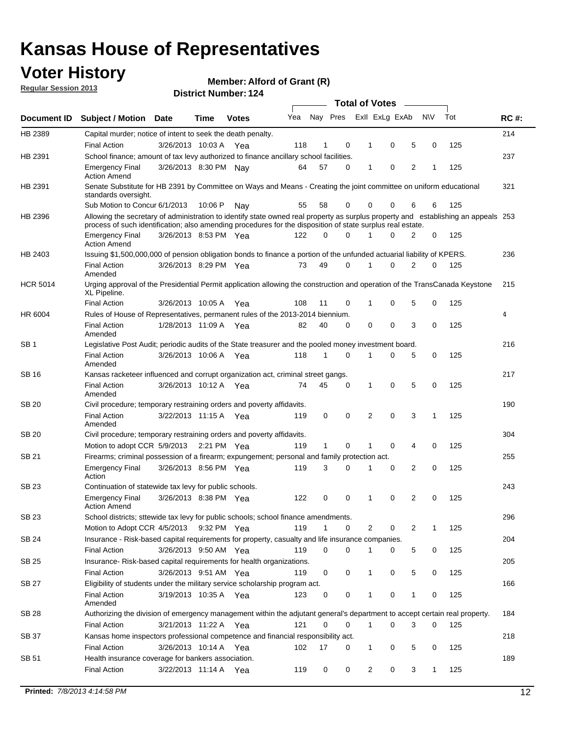# Kansas House of Representatives

## Voter History

**Regular Session 2013**

**Member: Alford of Grant (R)**

**District Number: 124**

| Document ID | Subject / Motion | Date | Time | Votes | Yea | Nay | Pres | ExII | ExLg | ExAb | N\V | Tot | RC #: |
|---|---|---|---|---|---|---|---|---|---|---|---|---|---|
| HB 2389 | Capital murder; notice of intent to seek the death penalty. | | | | | | | | | | | | 214 |
| | Final Action | 3/26/2013 | 10:03 A | Yea | 118 | 1 | 0 | 1 | 0 | 5 | 0 | 125 | |
| HB 2391 | School finance; amount of tax levy authorized to finance ancillary school facilities. | | | | | | | | | | | | 237 |
| | Emergency Final Action Amend | 3/26/2013 | 8:30 PM | Nay | 64 | 57 | 0 | 1 | 0 | 2 | 1 | 125 | |
| HB 2391 | Senate Substitute for HB 2391 by Committee on Ways and Means - Creating the joint committee on uniform educational standards oversight. | | | | | | | | | | | | 321 |
| | Sub Motion to Concur | 6/1/2013 | 10:06 P | Nay | 55 | 58 | 0 | 0 | 0 | 6 | 6 | 125 | |
| HB 2396 | Allowing the secretary of administration to identify state owned real property as surplus property and establishing an appeals process of such identification; also amending procedures for the disposition of state surplus real estate. | | | | | | | | | | | | 253 |
| | Emergency Final Action Amend | 3/26/2013 | 8:53 PM | Yea | 122 | 0 | 0 | 1 | 0 | 2 | 0 | 125 | |
| HB 2403 | Issuing $1,500,000,000 of pension obligation bonds to finance a portion of the unfunded actuarial liability of KPERS. | | | | | | | | | | | | 236 |
| | Final Action Amended | 3/26/2013 | 8:29 PM | Yea | 73 | 49 | 0 | 1 | 0 | 2 | 0 | 125 | |
| HCR 5014 | Urging approval of the Presidential Permit application allowing the construction and operation of the TransCanada Keystone XL Pipeline. | | | | | | | | | | | | 215 |
| | Final Action | 3/26/2013 | 10:05 A | Yea | 108 | 11 | 0 | 1 | 0 | 5 | 0 | 125 | |
| HR 6004 | Rules of House of Representatives, permanent rules of the 2013-2014 biennium. | | | | | | | | | | | | 4 |
| | Final Action Amended | 1/28/2013 | 11:09 A | Yea | 82 | 40 | 0 | 0 | 0 | 3 | 0 | 125 | |
| SB 1 | Legislative Post Audit; periodic audits of the State treasurer and the pooled money investment board. | | | | | | | | | | | | 216 |
| | Final Action Amended | 3/26/2013 | 10:06 A | Yea | 118 | 1 | 0 | 1 | 0 | 5 | 0 | 125 | |
| SB 16 | Kansas racketeer influenced and corrupt organization act, criminal street gangs. | | | | | | | | | | | | 217 |
| | Final Action Amended | 3/26/2013 | 10:12 A | Yea | 74 | 45 | 0 | 1 | 0 | 5 | 0 | 125 | |
| SB 20 | Civil procedure; temporary restraining orders and poverty affidavits. | | | | | | | | | | | | 190 |
| | Final Action Amended | 3/22/2013 | 11:15 A | Yea | 119 | 0 | 0 | 2 | 0 | 3 | 1 | 125 | |
| SB 20 | Civil procedure; temporary restraining orders and poverty affidavits. | | | | | | | | | | | | 304 |
| | Motion to adopt CCR | 5/9/2013 | 2:21 PM | Yea | 119 | 1 | 0 | 1 | 0 | 4 | 0 | 125 | |
| SB 21 | Firearms; criminal possession of a firearm; expungement; personal and family protection act. | | | | | | | | | | | | 255 |
| | Emergency Final Action | 3/26/2013 | 8:56 PM | Yea | 119 | 3 | 0 | 1 | 0 | 2 | 0 | 125 | |
| SB 23 | Continuation of statewide tax levy for public schools. | | | | | | | | | | | | 243 |
| | Emergency Final Action Amend | 3/26/2013 | 8:38 PM | Yea | 122 | 0 | 0 | 1 | 0 | 2 | 0 | 125 | |
| SB 23 | School districts; sttewide tax levy for public schools; school finance amendments. | | | | | | | | | | | | 296 |
| | Motion to Adopt CCR | 4/5/2013 | 9:32 PM | Yea | 119 | 1 | 0 | 2 | 0 | 2 | 1 | 125 | |
| SB 24 | Insurance - Risk-based capital requirements for property, casualty and life insurance companies. | | | | | | | | | | | | 204 |
| | Final Action | 3/26/2013 | 9:50 AM | Yea | 119 | 0 | 0 | 1 | 0 | 5 | 0 | 125 | |
| SB 25 | Insurance- Risk-based capital requirements for health organizations. | | | | | | | | | | | | 205 |
| | Final Action | 3/26/2013 | 9:51 AM | Yea | 119 | 0 | 0 | 1 | 0 | 5 | 0 | 125 | |
| SB 27 | Eligibility of students under the military service scholarship program act. | | | | | | | | | | | | 166 |
| | Final Action Amended | 3/19/2013 | 10:35 A | Yea | 123 | 0 | 0 | 1 | 0 | 1 | 0 | 125 | |
| SB 28 | Authorizing the division of emergency management within the adjutant general's department to accept certain real property. | | | | | | | | | | | | 184 |
| | Final Action | 3/21/2013 | 11:22 A | Yea | 121 | 0 | 0 | 1 | 0 | 3 | 0 | 125 | |
| SB 37 | Kansas home inspectors professional competence and financial responsibility act. | | | | | | | | | | | | 218 |
| | Final Action | 3/26/2013 | 10:14 A | Yea | 102 | 17 | 0 | 1 | 0 | 5 | 0 | 125 | |
| SB 51 | Health insurance coverage for bankers association. | | | | | | | | | | | | 189 |
| | Final Action | 3/22/2013 | 11:14 A | Yea | 119 | 0 | 0 | 2 | 0 | 3 | 1 | 125 | |

**Printed:** 7/8/2013 4:14:58 PM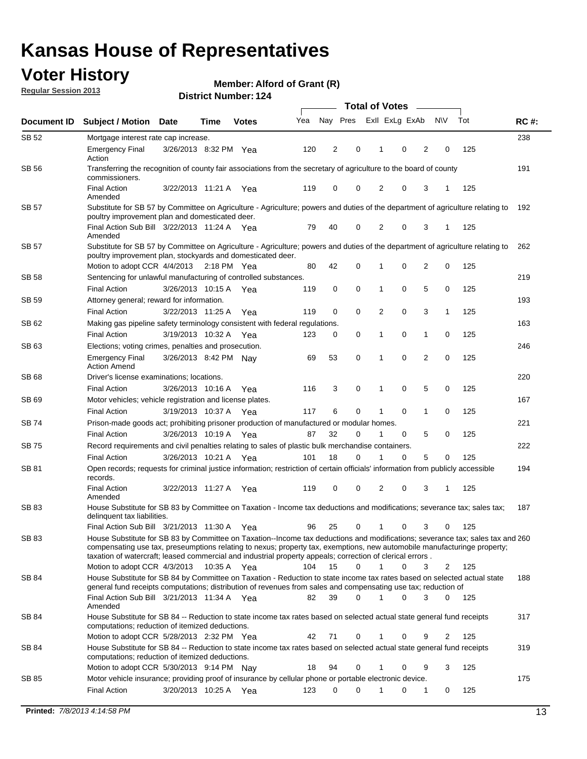# Kansas House of Representatives

## Voter History

**Regular Session 2013**

**Member: Alford of Grant (R)**

**District Number: 124**

| Document ID | Subject / Motion | Date | Time | Votes | Yea | Nay | Pres | ExII | ExLg | ExAb | N\V | Tot | RC #: |
|---|---|---|---|---|---|---|---|---|---|---|---|---|---|
| SB 52 | Mortgage interest rate cap increase. | | | | | | | | | | | | 238 |
| | Emergency Final Action | 3/26/2013 | 8:32 PM | Yea | 120 | 2 | 0 | 1 | 0 | 2 | 0 | 125 | |
| SB 56 | Transferring the recognition of county fair associations from the secretary of agriculture to the board of county commissioners. | | | | | | | | | | | | 191 |
| | Final Action Amended | 3/22/2013 | 11:21 A | Yea | 119 | 0 | 0 | 2 | 0 | 3 | 1 | 125 | |
| SB 57 | Substitute for SB 57 by Committee on Agriculture - Agriculture; powers and duties of the department of agriculture relating to poultry improvement plan and domesticated deer. | | | | | | | | | | | | 192 |
| | Final Action Sub Bill Amended | 3/22/2013 | 11:24 A | Yea | 79 | 40 | 0 | 2 | 0 | 3 | 1 | 125 | |
| SB 57 | Substitute for SB 57 by Committee on Agriculture - Agriculture; powers and duties of the department of agriculture relating to poultry improvement plan, stockyards and domesticated deer. | | | | | | | | | | | | 262 |
| | Motion to adopt CCR | 4/4/2013 | 2:18 PM | Yea | 80 | 42 | 0 | 1 | 0 | 2 | 0 | 125 | |
| SB 58 | Sentencing for unlawful manufacturing of controlled substances. | | | | | | | | | | | | 219 |
| | Final Action | 3/26/2013 | 10:15 A | Yea | 119 | 0 | 0 | 1 | 0 | 5 | 0 | 125 | |
| SB 59 | Attorney general; reward for information. | | | | | | | | | | | | 193 |
| | Final Action | 3/22/2013 | 11:25 A | Yea | 119 | 0 | 0 | 2 | 0 | 3 | 1 | 125 | |
| SB 62 | Making gas pipeline safety terminology consistent with federal regulations. | | | | | | | | | | | | 163 |
| | Final Action | 3/19/2013 | 10:32 A | Yea | 123 | 0 | 0 | 1 | 0 | 1 | 0 | 125 | |
| SB 63 | Elections; voting crimes, penalties and prosecution. | | | | | | | | | | | | 246 |
| | Emergency Final Action Amend | 3/26/2013 | 8:42 PM | Nay | 69 | 53 | 0 | 1 | 0 | 2 | 0 | 125 | |
| SB 68 | Driver's license examinations; locations. | | | | | | | | | | | | 220 |
| | Final Action | 3/26/2013 | 10:16 A | Yea | 116 | 3 | 0 | 1 | 0 | 5 | 0 | 125 | |
| SB 69 | Motor vehicles; vehicle registration and license plates. | | | | | | | | | | | | 167 |
| | Final Action | 3/19/2013 | 10:37 A | Yea | 117 | 6 | 0 | 1 | 0 | 1 | 0 | 125 | |
| SB 74 | Prison-made goods act; prohibiting prisoner production of manufactured or modular homes. | | | | | | | | | | | | 221 |
| | Final Action | 3/26/2013 | 10:19 A | Yea | 87 | 32 | 0 | 1 | 0 | 5 | 0 | 125 | |
| SB 75 | Record requirements and civil penalties relating to sales of plastic bulk merchandise containers. | | | | | | | | | | | | 222 |
| | Final Action | 3/26/2013 | 10:21 A | Yea | 101 | 18 | 0 | 1 | 0 | 5 | 0 | 125 | |
| SB 81 | Open records; requests for criminal justice information; restriction of certain officials' information from publicly accessible records. | | | | | | | | | | | | 194 |
| | Final Action Amended | 3/22/2013 | 11:27 A | Yea | 119 | 0 | 0 | 2 | 0 | 3 | 1 | 125 | |
| SB 83 | House Substitute for SB 83 by Committee on Taxation - Income tax deductions and modifications; severance tax; sales tax; delinquent tax liabilities. | | | | | | | | | | | | 187 |
| | Final Action Sub Bill | 3/21/2013 | 11:30 A | Yea | 96 | 25 | 0 | 1 | 0 | 3 | 0 | 125 | |
| SB 83 | House Substitute for SB 83 by Committee on Taxation--Income tax deductions and modifications; severance tax; sales tax and compensating use tax, preseumptions relating to nexus; property tax, exemptions, new automobile manufacturinge property; taxation of watercraft; leased commercial and industrial property appeals; correction of clerical errors . | | | | | | | | | | | | 260 |
| | Motion to adopt CCR | 4/3/2013 | 10:35 A | Yea | 104 | 15 | 0 | 1 | 0 | 3 | 2 | 125 | |
| SB 84 | House Substitute for SB 84 by Committee on Taxation - Reduction to state income tax rates based on selected actual state general fund receipts computations; distribution of revenues from sales and compensating use tax; reduction of | | | | | | | | | | | | 188 |
| | Final Action Sub Bill Amended | 3/21/2013 | 11:34 A | Yea | 82 | 39 | 0 | 1 | 0 | 3 | 0 | 125 | |
| SB 84 | House Substitute for SB 84 -- Reduction to state income tax rates based on selected actual state general fund receipts computations; reduction of itemized deductions. | | | | | | | | | | | | 317 |
| | Motion to adopt CCR | 5/28/2013 | 2:32 PM | Yea | 42 | 71 | 0 | 1 | 0 | 9 | 2 | 125 | |
| SB 84 | House Substitute for SB 84 -- Reduction to state income tax rates based on selected actual state general fund receipts computations; reduction of itemized deductions. | | | | | | | | | | | | 319 |
| | Motion to adopt CCR | 5/30/2013 | 9:14 PM | Nay | 18 | 94 | 0 | 1 | 0 | 9 | 3 | 125 | |
| SB 85 | Motor vehicle insurance; providing proof of insurance by cellular phone or portable electronic device. | | | | | | | | | | | | 175 |
| | Final Action | 3/20/2013 | 10:25 A | Yea | 123 | 0 | 0 | 1 | 0 | 1 | 0 | 125 | |

**Printed:** *7/8/2013 4:14:58 PM*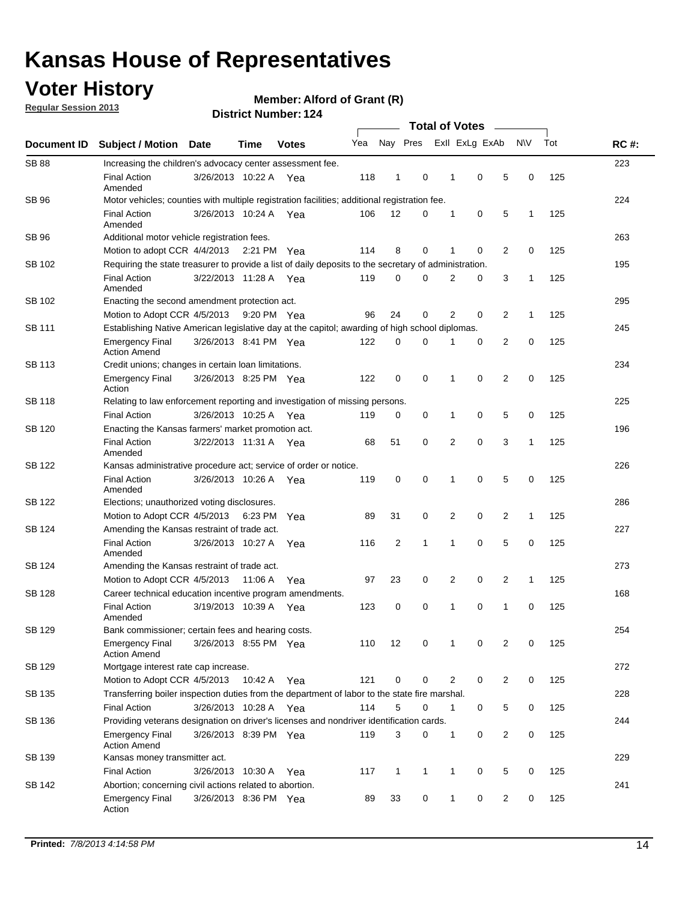# Kansas House of Representatives

## Voter History

**Regular Session 2013**

**Member: Alford of Grant (R)**

**District Number: 124**

| Document ID | Subject / Motion | Date | Time | Votes | Yea | Nay | Pres | ExII | ExLg | ExAb | N\V | Tot | RC #: |
|---|---|---|---|---|---|---|---|---|---|---|---|---|---|
| | | | | | **Total of Votes** | | | | | | | | |
| SB 88 | Increasing the children's advocacy center assessment fee. | | | | | | | | | | | | 223 |
| | Final Action Amended | 3/26/2013 | 10:22 A | Yea | 118 | 1 | 0 | 1 | 0 | 5 | 0 | 125 | |
| SB 96 | Motor vehicles; counties with multiple registration facilities; additional registration fee. | | | | | | | | | | | | 224 |
| | Final Action Amended | 3/26/2013 | 10:24 A | Yea | 106 | 12 | 0 | 1 | 0 | 5 | 1 | 125 | |
| SB 96 | Additional motor vehicle registration fees. | | | | | | | | | | | | 263 |
| | Motion to adopt CCR | 4/4/2013 | 2:21 PM | Yea | 114 | 8 | 0 | 1 | 0 | 2 | 0 | 125 | |
| SB 102 | Requiring the state treasurer to provide a list of daily deposits to the secretary of administration. | | | | | | | | | | | | 195 |
| | Final Action Amended | 3/22/2013 | 11:28 A | Yea | 119 | 0 | 0 | 2 | 0 | 3 | 1 | 125 | |
| SB 102 | Enacting the second amendment protection act. | | | | | | | | | | | | 295 |
| | Motion to Adopt CCR | 4/5/2013 | 9:20 PM | Yea | 96 | 24 | 0 | 2 | 0 | 2 | 1 | 125 | |
| SB 111 | Establishing Native American legislative day at the capitol; awarding of high school diplomas. | | | | | | | | | | | | 245 |
| | Emergency Final Action Amend | 3/26/2013 | 8:41 PM | Yea | 122 | 0 | 0 | 1 | 0 | 2 | 0 | 125 | |
| SB 113 | Credit unions; changes in certain loan limitations. | | | | | | | | | | | | 234 |
| | Emergency Final Action | 3/26/2013 | 8:25 PM | Yea | 122 | 0 | 0 | 1 | 0 | 2 | 0 | 125 | |
| SB 118 | Relating to law enforcement reporting and investigation of missing persons. | | | | | | | | | | | | 225 |
| | Final Action | 3/26/2013 | 10:25 A | Yea | 119 | 0 | 0 | 1 | 0 | 5 | 0 | 125 | |
| SB 120 | Enacting the Kansas farmers' market promotion act. | | | | | | | | | | | | 196 |
| | Final Action Amended | 3/22/2013 | 11:31 A | Yea | 68 | 51 | 0 | 2 | 0 | 3 | 1 | 125 | |
| SB 122 | Kansas administrative procedure act; service of order or notice. | | | | | | | | | | | | 226 |
| | Final Action Amended | 3/26/2013 | 10:26 A | Yea | 119 | 0 | 0 | 1 | 0 | 5 | 0 | 125 | |
| SB 122 | Elections; unauthorized voting disclosures. | | | | | | | | | | | | 286 |
| | Motion to Adopt CCR | 4/5/2013 | 6:23 PM | Yea | 89 | 31 | 0 | 2 | 0 | 2 | 1 | 125 | |
| SB 124 | Amending the Kansas restraint of trade act. | | | | | | | | | | | | 227 |
| | Final Action Amended | 3/26/2013 | 10:27 A | Yea | 116 | 2 | 1 | 1 | 0 | 5 | 0 | 125 | |
| SB 124 | Amending the Kansas restraint of trade act. | | | | | | | | | | | | 273 |
| | Motion to Adopt CCR | 4/5/2013 | 11:06 A | Yea | 97 | 23 | 0 | 2 | 0 | 2 | 1 | 125 | |
| SB 128 | Career technical education incentive program amendments. | | | | | | | | | | | | 168 |
| | Final Action Amended | 3/19/2013 | 10:39 A | Yea | 123 | 0 | 0 | 1 | 0 | 1 | 0 | 125 | |
| SB 129 | Bank commissioner; certain fees and hearing costs. | | | | | | | | | | | | 254 |
| | Emergency Final Action Amend | 3/26/2013 | 8:55 PM | Yea | 110 | 12 | 0 | 1 | 0 | 2 | 0 | 125 | |
| SB 129 | Mortgage interest rate cap increase. | | | | | | | | | | | | 272 |
| | Motion to Adopt CCR | 4/5/2013 | 10:42 A | Yea | 121 | 0 | 0 | 2 | 0 | 2 | 0 | 125 | |
| SB 135 | Transferring boiler inspection duties from the department of labor to the state fire marshal. | | | | | | | | | | | | 228 |
| | Final Action | 3/26/2013 | 10:28 A | Yea | 114 | 5 | 0 | 1 | 0 | 5 | 0 | 125 | |
| SB 136 | Providing veterans designation on driver's licenses and nondriver identification cards. | | | | | | | | | | | | 244 |
| | Emergency Final Action Amend | 3/26/2013 | 8:39 PM | Yea | 119 | 3 | 0 | 1 | 0 | 2 | 0 | 125 | |
| SB 139 | Kansas money transmitter act. | | | | | | | | | | | | 229 |
| | Final Action | 3/26/2013 | 10:30 A | Yea | 117 | 1 | 1 | 1 | 0 | 5 | 0 | 125 | |
| SB 142 | Abortion; concerning civil actions related to abortion. | | | | | | | | | | | | 241 |
| | Emergency Final Action | 3/26/2013 | 8:36 PM | Yea | 89 | 33 | 0 | 1 | 0 | 2 | 0 | 125 | |

**Printed:** *7/8/2013 4:14:58 PM*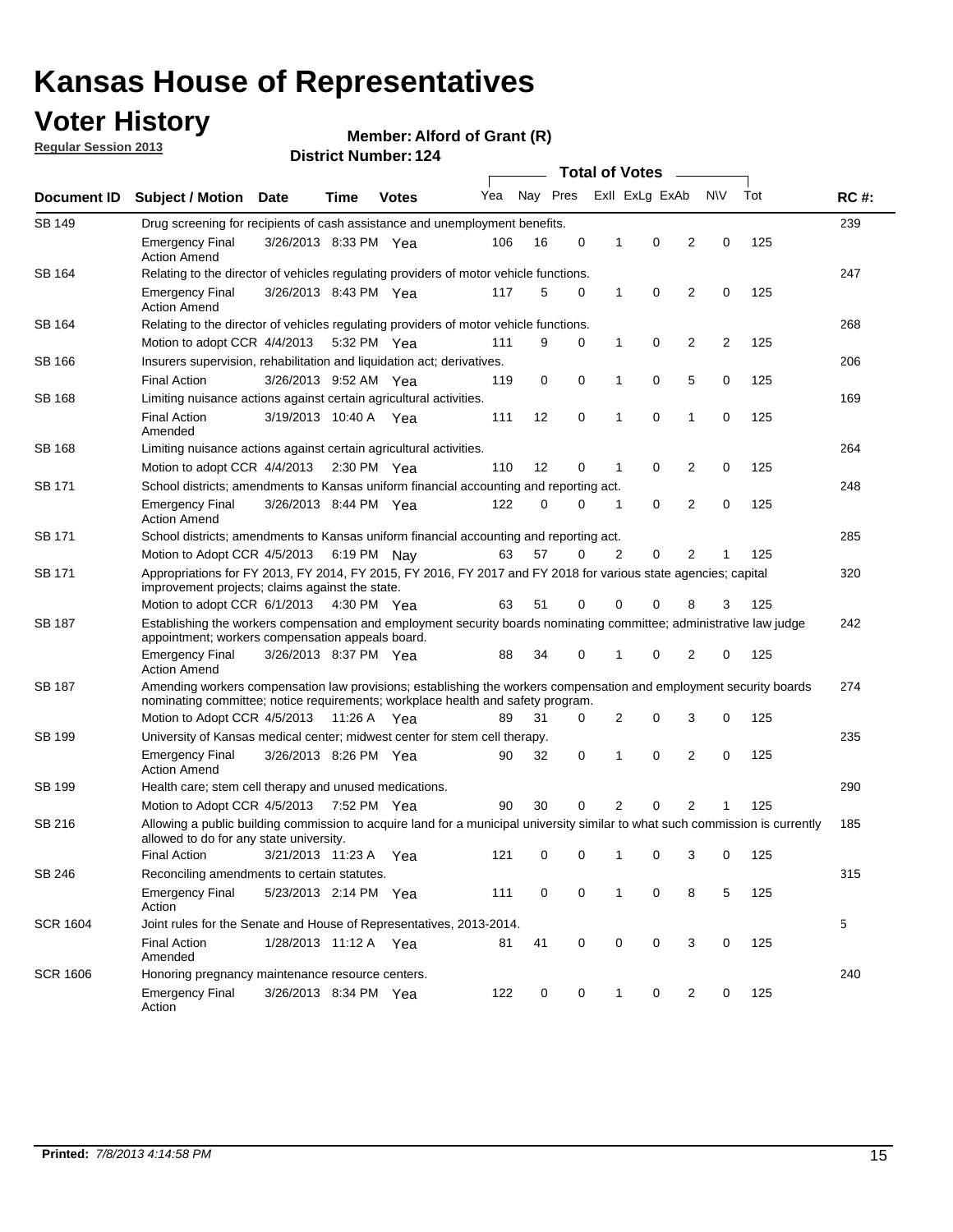# Kansas House of Representatives

## Voter History

**Regular Session 2013**

**Member: Alford of Grant (R)**

**District Number: 124**

| Document ID | Subject / Motion | Date | Time | Votes | Yea | Nay | Pres | ExII | ExLg | ExAb | N\V | Tot | RC #: |
|---|---|---|---|---|---|---|---|---|---|---|---|---|---|
| SB 149 | Drug screening for recipients of cash assistance and unemployment benefits. | | | | | | | | | | | | 239 |
| | Emergency Final Action Amend | 3/26/2013 | 8:33 PM | Yea | 106 | 16 | 0 | 1 | 0 | 2 | 0 | 125 | |
| SB 164 | Relating to the director of vehicles regulating providers of motor vehicle functions. | | | | | | | | | | | | 247 |
| | Emergency Final Action Amend | 3/26/2013 | 8:43 PM | Yea | 117 | 5 | 0 | 1 | 0 | 2 | 0 | 125 | |
| SB 164 | Relating to the director of vehicles regulating providers of motor vehicle functions. | | | | | | | | | | | | 268 |
| | Motion to adopt CCR | 4/4/2013 | 5:32 PM | Yea | 111 | 9 | 0 | 1 | 0 | 2 | 2 | 125 | |
| SB 166 | Insurers supervision, rehabilitation and liquidation act; derivatives. | | | | | | | | | | | | 206 |
| | Final Action | 3/26/2013 | 9:52 AM | Yea | 119 | 0 | 0 | 1 | 0 | 5 | 0 | 125 | |
| SB 168 | Limiting nuisance actions against certain agricultural activities. | | | | | | | | | | | | 169 |
| | Final Action Amended | 3/19/2013 | 10:40 A | Yea | 111 | 12 | 0 | 1 | 0 | 1 | 0 | 125 | |
| SB 168 | Limiting nuisance actions against certain agricultural activities. | | | | | | | | | | | | 264 |
| | Motion to adopt CCR | 4/4/2013 | 2:30 PM | Yea | 110 | 12 | 0 | 1 | 0 | 2 | 0 | 125 | |
| SB 171 | School districts; amendments to Kansas uniform financial accounting and reporting act. | | | | | | | | | | | | 248 |
| | Emergency Final Action Amend | 3/26/2013 | 8:44 PM | Yea | 122 | 0 | 0 | 1 | 0 | 2 | 0 | 125 | |
| SB 171 | School districts; amendments to Kansas uniform financial accounting and reporting act. | | | | | | | | | | | | 285 |
| | Motion to Adopt CCR | 4/5/2013 | 6:19 PM | Nay | 63 | 57 | 0 | 2 | 0 | 2 | 1 | 125 | |
| SB 171 | Appropriations for FY 2013, FY 2014, FY 2015, FY 2016, FY 2017 and FY 2018 for various state agencies; capital improvement projects; claims against the state. | | | | | | | | | | | | 320 |
| | Motion to adopt CCR | 6/1/2013 | 4:30 PM | Yea | 63 | 51 | 0 | 0 | 0 | 8 | 3 | 125 | |
| SB 187 | Establishing the workers compensation and employment security boards nominating committee; administrative law judge appointment; workers compensation appeals board. | | | | | | | | | | | | 242 |
| | Emergency Final Action Amend | 3/26/2013 | 8:37 PM | Yea | 88 | 34 | 0 | 1 | 0 | 2 | 0 | 125 | |
| SB 187 | Amending workers compensation law provisions; establishing the workers compensation and employment security boards nominating committee; notice requirements; workplace health and safety program. | | | | | | | | | | | | 274 |
| | Motion to Adopt CCR | 4/5/2013 | 11:26 A | Yea | 89 | 31 | 0 | 2 | 0 | 3 | 0 | 125 | |
| SB 199 | University of Kansas medical center; midwest center for stem cell therapy. | | | | | | | | | | | | 235 |
| | Emergency Final Action Amend | 3/26/2013 | 8:26 PM | Yea | 90 | 32 | 0 | 1 | 0 | 2 | 0 | 125 | |
| SB 199 | Health care; stem cell therapy and unused medications. | | | | | | | | | | | | 290 |
| | Motion to Adopt CCR | 4/5/2013 | 7:52 PM | Yea | 90 | 30 | 0 | 2 | 0 | 2 | 1 | 125 | |
| SB 216 | Allowing a public building commission to acquire land for a municipal university similar to what such commission is currently allowed to do for any state university. | | | | | | | | | | | | 185 |
| | Final Action | 3/21/2013 | 11:23 A | Yea | 121 | 0 | 0 | 1 | 0 | 3 | 0 | 125 | |
| SB 246 | Reconciling amendments to certain statutes. | | | | | | | | | | | | 315 |
| | Emergency Final Action | 5/23/2013 | 2:14 PM | Yea | 111 | 0 | 0 | 1 | 0 | 8 | 5 | 125 | |
| SCR 1604 | Joint rules for the Senate and House of Representatives, 2013-2014. | | | | | | | | | | | | 5 |
| | Final Action Amended | 1/28/2013 | 11:12 A | Yea | 81 | 41 | 0 | 0 | 0 | 3 | 0 | 125 | |
| SCR 1606 | Honoring pregnancy maintenance resource centers. | | | | | | | | | | | | 240 |
| | Emergency Final Action | 3/26/2013 | 8:34 PM | Yea | 122 | 0 | 0 | 1 | 0 | 2 | 0 | 125 | |

**Printed:** *7/8/2013 4:14:58 PM*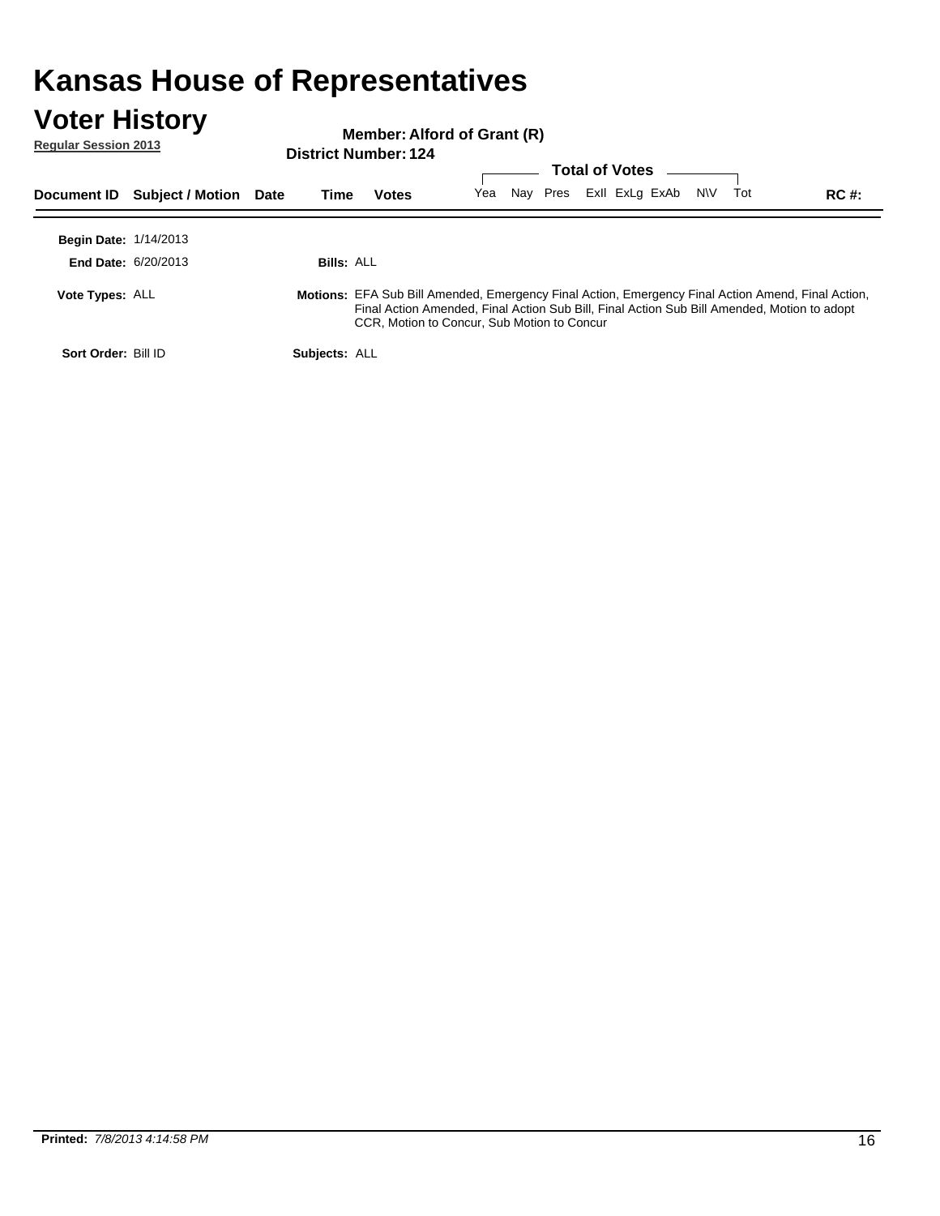# Kansas House of Representatives

## Voter History

**Regular Session 2013**

**Member: Alford of Grant (R)**

**District Number: 124**

| Document ID | Subject / Motion | Date | Time | Votes | Yea | Nay | Pres | ExII | ExLg | ExAb | N\V | Tot | RC #: |
|---|---|---|---|---|---|---|---|---|---|---|---|---|---|

**Begin Date:** 1/14/2013

**End Date:** 6/20/2013

**Bills:** ALL

**Vote Types:** ALL

**Motions:** EFA Sub Bill Amended, Emergency Final Action, Emergency Final Action Amend, Final Action, Final Action Amended, Final Action Sub Bill, Final Action Sub Bill Amended, Motion to adopt CCR, Motion to Concur, Sub Motion to Concur

**Sort Order:** Bill ID

**Subjects:** ALL

**Printed:** *7/8/2013 4:14:58 PM*